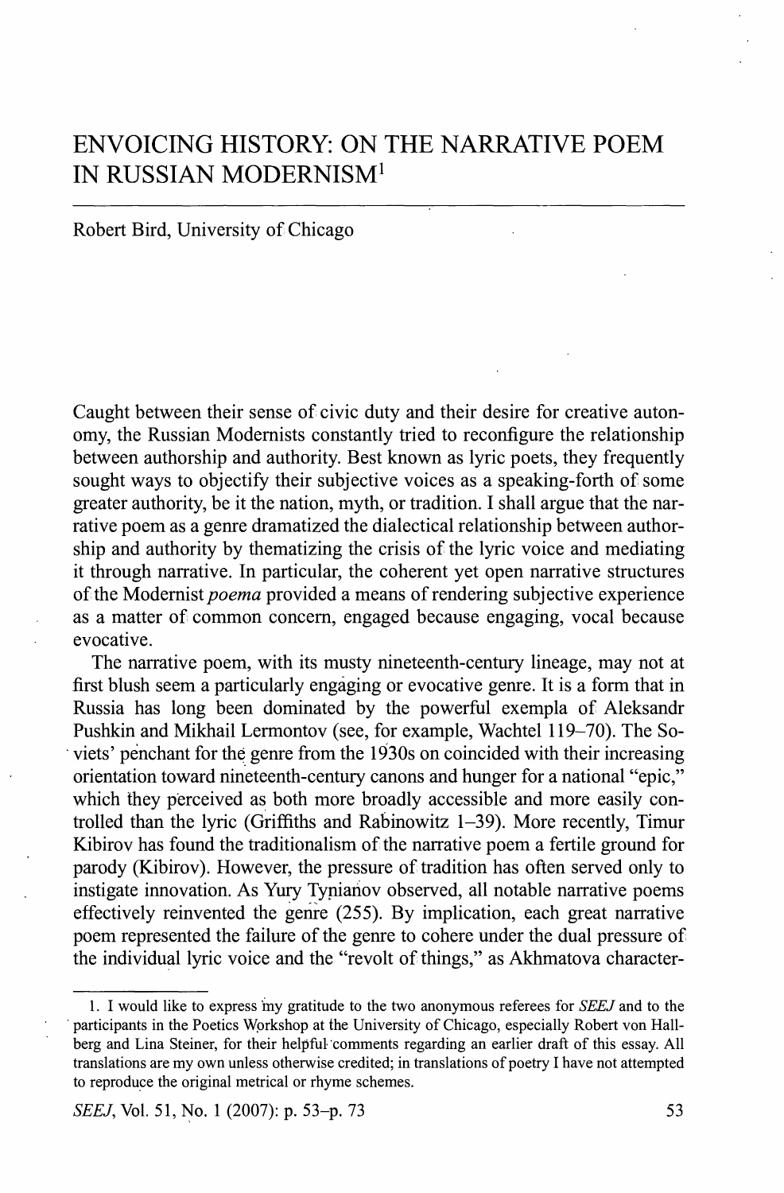# ENVOICING HISTORY: ON THE NARRATIVE POEM IN RUSSIAN MODERNISM[1]

Robert Bird, University of Chicago

Caught between their sense of civic duty and their desire for creative autonomy, the Russian Modernists constantly tried to reconfigure the relationship between authorship and authority. Best known as lyric poets, they frequently sought ways to objectify their subjective voices as a speaking-forth of some greater authority, be it the nation, myth, or tradition. I shall argue that the narrative poem as a genre dramatized the dialectical relationship between authorship and authority by thematizing the crisis of the lyric voice and mediating it through narrative. In particular, the coherent yet open narrative structures of the Modernist *poema* provided a means of rendering subjective experience as a matter of common concern, engaged because engaging, vocal because evocative.

The narrative poem, with its musty nineteenth-century lineage, may not at first blush seem a particularly engaging or evocative genre. It is a form that in Russia has long been dominated by the powerful exempla of Aleksandr Pushkin and Mikhail Lermontov (see, for example, Wachtel 119–70). The Soviets' penchant for the genre from the 1930s on coincided with their increasing orientation toward nineteenth-century canons and hunger for a national "epic," which they perceived as both more broadly accessible and more easily controlled than the lyric (Griffiths and Rabinowitz 1–39). More recently, Timur Kibirov has found the traditionalism of the narrative poem a fertile ground for parody (Kibirov). However, the pressure of tradition has often served only to instigate innovation. As Yury Tynianov observed, all notable narrative poems effectively reinvented the genre (255). By implication, each great narrative poem represented the failure of the genre to cohere under the dual pressure of the individual lyric voice and the "revolt of things," as Akhmatova character-

---

1. I would like to express my gratitude to the two anonymous referees for *SEEJ* and to the participants in the Poetics Workshop at the University of Chicago, especially Robert von Hallberg and Lina Steiner, for their helpful comments regarding an earlier draft of this essay. All translations are my own unless otherwise credited; in translations of poetry I have not attempted to reproduce the original metrical or rhyme schemes.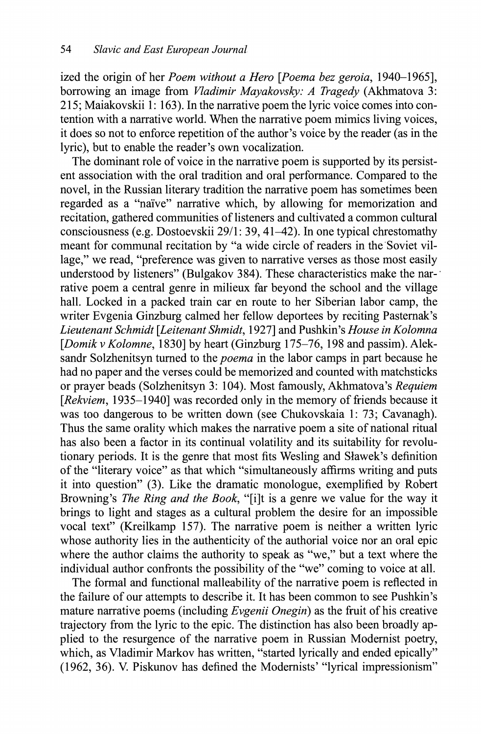ized the origin of her *Poem without a Hero* [*Poema bez geroia*, 1940–1965], borrowing an image from *Vladimir Mayakovsky: A Tragedy* (Akhmatova 3: 215; Maiakovskii 1: 163). In the narrative poem the lyric voice comes into contention with a narrative world. When the narrative poem mimics living voices, it does so not to enforce repetition of the author's voice by the reader (as in the lyric), but to enable the reader's own vocalization.

The dominant role of voice in the narrative poem is supported by its persistent association with the oral tradition and oral performance. Compared to the novel, in the Russian literary tradition the narrative poem has sometimes been regarded as a "naïve" narrative which, by allowing for memorization and recitation, gathered communities of listeners and cultivated a common cultural consciousness (e.g. Dostoevskii 29/1: 39, 41–42). In one typical chrestomathy meant for communal recitation by "a wide circle of readers in the Soviet village," we read, "preference was given to narrative verses as those most easily understood by listeners" (Bulgakov 384). These characteristics make the narrative poem a central genre in milieux far beyond the school and the village hall. Locked in a packed train car en route to her Siberian labor camp, the writer Evgenia Ginzburg calmed her fellow deportees by reciting Pasternak's *Lieutenant Schmidt* [*Leitenant Shmidt*, 1927] and Pushkin's *House in Kolomna* [*Domik v Kolomne*, 1830] by heart (Ginzburg 175–76, 198 and passim). Aleksandr Solzhenitsyn turned to the *poema* in the labor camps in part because he had no paper and the verses could be memorized and counted with matchsticks or prayer beads (Solzhenitsyn 3: 104). Most famously, Akhmatova's *Requiem* [*Rekviem*, 1935–1940] was recorded only in the memory of friends because it was too dangerous to be written down (see Chukovskaia 1: 73; Cavanagh). Thus the same orality which makes the narrative poem a site of national ritual has also been a factor in its continual volatility and its suitability for revolutionary periods. It is the genre that most fits Wesling and Sławek's definition of the "literary voice" as that which "simultaneously affirms writing and puts it into question" (3). Like the dramatic monologue, exemplified by Robert Browning's *The Ring and the Book*, "[i]t is a genre we value for the way it brings to light and stages as a cultural problem the desire for an impossible vocal text" (Kreilkamp 157). The narrative poem is neither a written lyric whose authority lies in the authenticity of the authorial voice nor an oral epic where the author claims the authority to speak as "we," but a text where the individual author confronts the possibility of the "we" coming to voice at all.

The formal and functional malleability of the narrative poem is reflected in the failure of our attempts to describe it. It has been common to see Pushkin's mature narrative poems (including *Evgenii Onegin*) as the fruit of his creative trajectory from the lyric to the epic. The distinction has also been broadly applied to the resurgence of the narrative poem in Russian Modernist poetry, which, as Vladimir Markov has written, "started lyrically and ended epically" (1962, 36). V. Piskunov has defined the Modernists' "lyrical impressionism"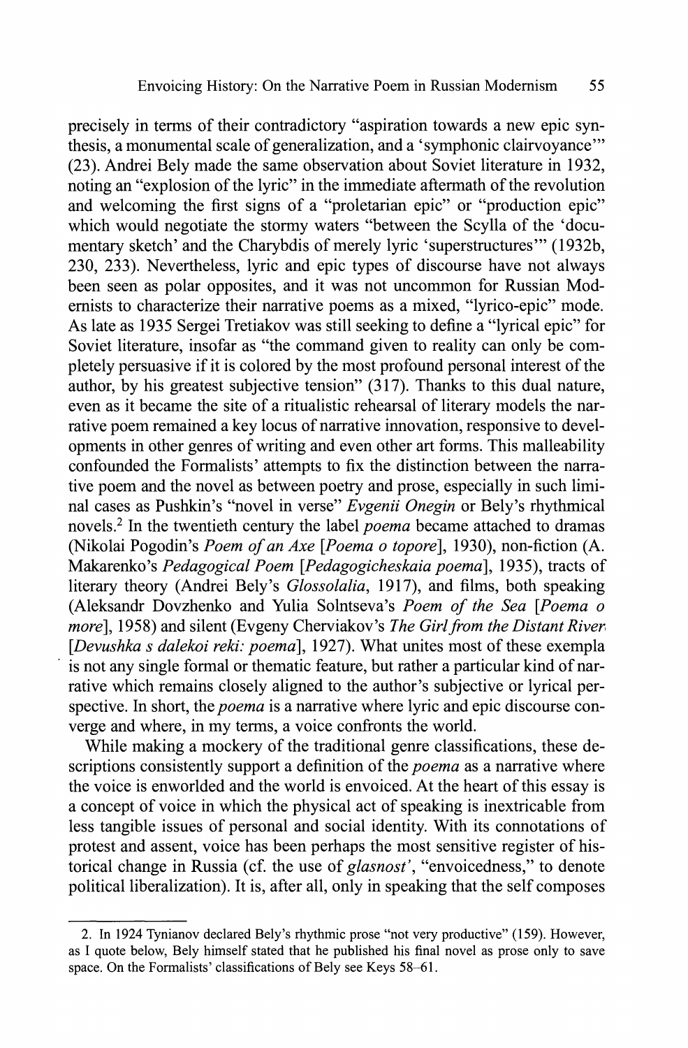precisely in terms of their contradictory "aspiration towards a new epic synthesis, a monumental scale of generalization, and a 'symphonic clairvoyance'" (23). Andrei Bely made the same observation about Soviet literature in 1932, noting an "explosion of the lyric" in the immediate aftermath of the revolution and welcoming the first signs of a "proletarian epic" or "production epic" which would negotiate the stormy waters "between the Scylla of the 'documentary sketch' and the Charybdis of merely lyric 'superstructures'" (1932b, 230, 233). Nevertheless, lyric and epic types of discourse have not always been seen as polar opposites, and it was not uncommon for Russian Modernists to characterize their narrative poems as a mixed, "lyrico-epic" mode. As late as 1935 Sergei Tretiakov was still seeking to define a "lyrical epic" for Soviet literature, insofar as "the command given to reality can only be completely persuasive if it is colored by the most profound personal interest of the author, by his greatest subjective tension" (317). Thanks to this dual nature, even as it became the site of a ritualistic rehearsal of literary models the narrative poem remained a key locus of narrative innovation, responsive to developments in other genres of writing and even other art forms. This malleability confounded the Formalists' attempts to fix the distinction between the narrative poem and the novel as between poetry and prose, especially in such liminal cases as Pushkin's "novel in verse" *Evgenii Onegin* or Bely's rhythmical novels.[2] In the twentieth century the label *poema* became attached to dramas (Nikolai Pogodin's *Poem of an Axe [Poema o topore]*, 1930), non-fiction (A. Makarenko's *Pedagogical Poem [Pedagogicheskaia poema]*, 1935), tracts of literary theory (Andrei Bely's *Glossolalia*, 1917), and films, both speaking (Aleksandr Dovzhenko and Yulia Solntseva's *Poem of the Sea [Poema o more]*, 1958) and silent (Evgeny Cherviakov's *The Girl from the Distant River [Devushka s dalekoi reki: poema]*, 1927). What unites most of these exempla is not any single formal or thematic feature, but rather a particular kind of narrative which remains closely aligned to the author's subjective or lyrical perspective. In short, the *poema* is a narrative where lyric and epic discourse converge and where, in my terms, a voice confronts the world.

While making a mockery of the traditional genre classifications, these descriptions consistently support a definition of the *poema* as a narrative where the voice is enworlded and the world is envoiced. At the heart of this essay is a concept of voice in which the physical act of speaking is inextricable from less tangible issues of personal and social identity. With its connotations of protest and assent, voice has been perhaps the most sensitive register of historical change in Russia (cf. the use of *glasnost'*, "envoicedness," to denote political liberalization). It is, after all, only in speaking that the self composes

---

2. In 1924 Tynianov declared Bely's rhythmic prose "not very productive" (159). However, as I quote below, Bely himself stated that he published his final novel as prose only to save space. On the Formalists' classifications of Bely see Keys 58–61.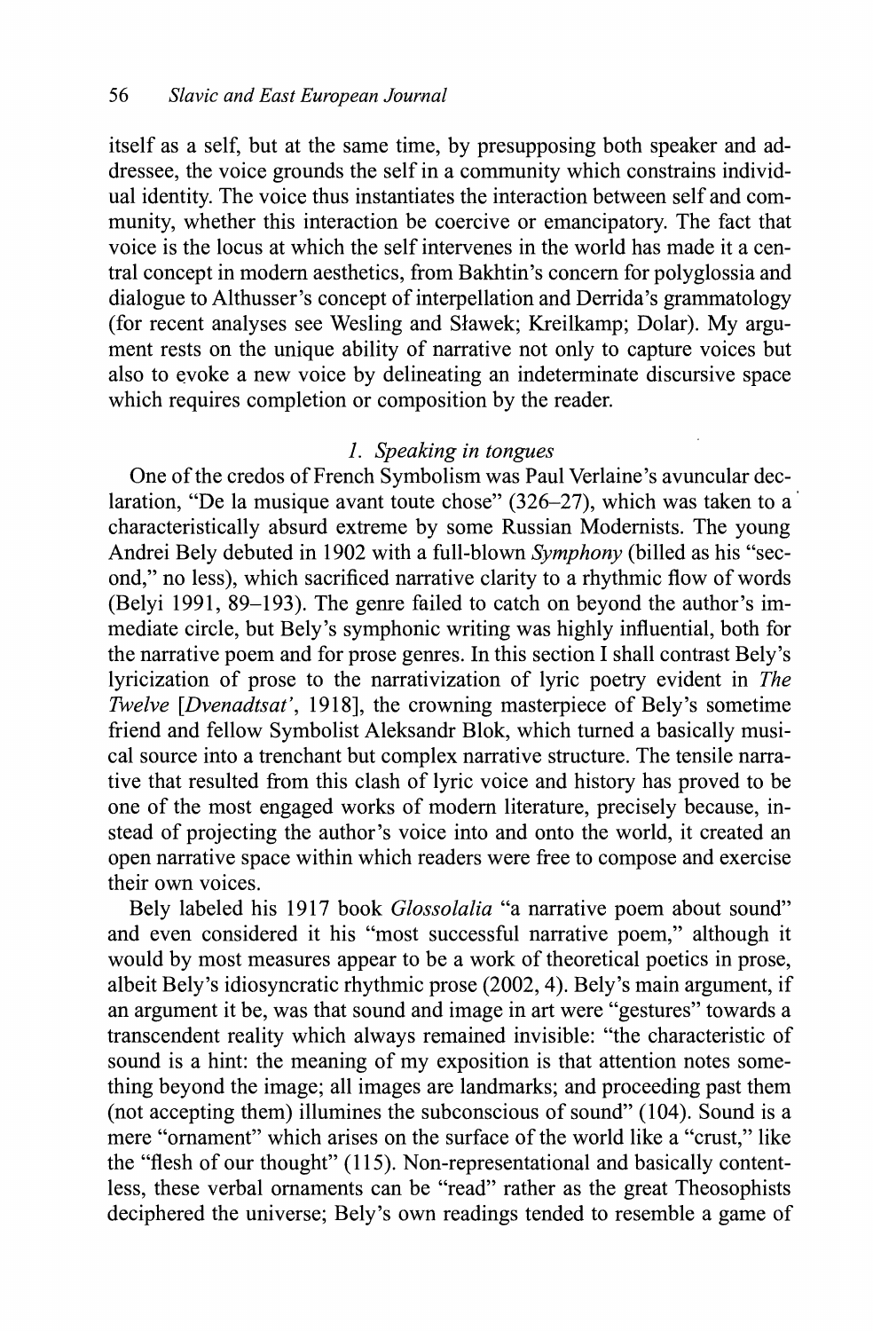itself as a self, but at the same time, by presupposing both speaker and addressee, the voice grounds the self in a community which constrains individual identity. The voice thus instantiates the interaction between self and community, whether this interaction be coercive or emancipatory. The fact that voice is the locus at which the self intervenes in the world has made it a central concept in modern aesthetics, from Bakhtin's concern for polyglossia and dialogue to Althusser's concept of interpellation and Derrida's grammatology (for recent analyses see Wesling and Sławek; Kreilkamp; Dolar). My argument rests on the unique ability of narrative not only to capture voices but also to evoke a new voice by delineating an indeterminate discursive space which requires completion or composition by the reader.

### *1. Speaking in tongues*

One of the credos of French Symbolism was Paul Verlaine's avuncular declaration, "De la musique avant toute chose" (326–27), which was taken to a characteristically absurd extreme by some Russian Modernists. The young Andrei Bely debuted in 1902 with a full-blown *Symphony* (billed as his "second," no less), which sacrificed narrative clarity to a rhythmic flow of words (Belyi 1991, 89–193). The genre failed to catch on beyond the author's immediate circle, but Bely's symphonic writing was highly influential, both for the narrative poem and for prose genres. In this section I shall contrast Bely's lyricization of prose to the narrativization of lyric poetry evident in *The Twelve* [*Dvenadtsat'*, 1918], the crowning masterpiece of Bely's sometime friend and fellow Symbolist Aleksandr Blok, which turned a basically musical source into a trenchant but complex narrative structure. The tensile narrative that resulted from this clash of lyric voice and history has proved to be one of the most engaged works of modern literature, precisely because, instead of projecting the author's voice into and onto the world, it created an open narrative space within which readers were free to compose and exercise their own voices.

Bely labeled his 1917 book *Glossolalia* "a narrative poem about sound" and even considered it his "most successful narrative poem," although it would by most measures appear to be a work of theoretical poetics in prose, albeit Bely's idiosyncratic rhythmic prose (2002, 4). Bely's main argument, if an argument it be, was that sound and image in art were "gestures" towards a transcendent reality which always remained invisible: "the characteristic of sound is a hint: the meaning of my exposition is that attention notes something beyond the image; all images are landmarks; and proceeding past them (not accepting them) illumines the subconscious of sound" (104). Sound is a mere "ornament" which arises on the surface of the world like a "crust," like the "flesh of our thought" (115). Non-representational and basically contentless, these verbal ornaments can be "read" rather as the great Theosophists deciphered the universe; Bely's own readings tended to resemble a game of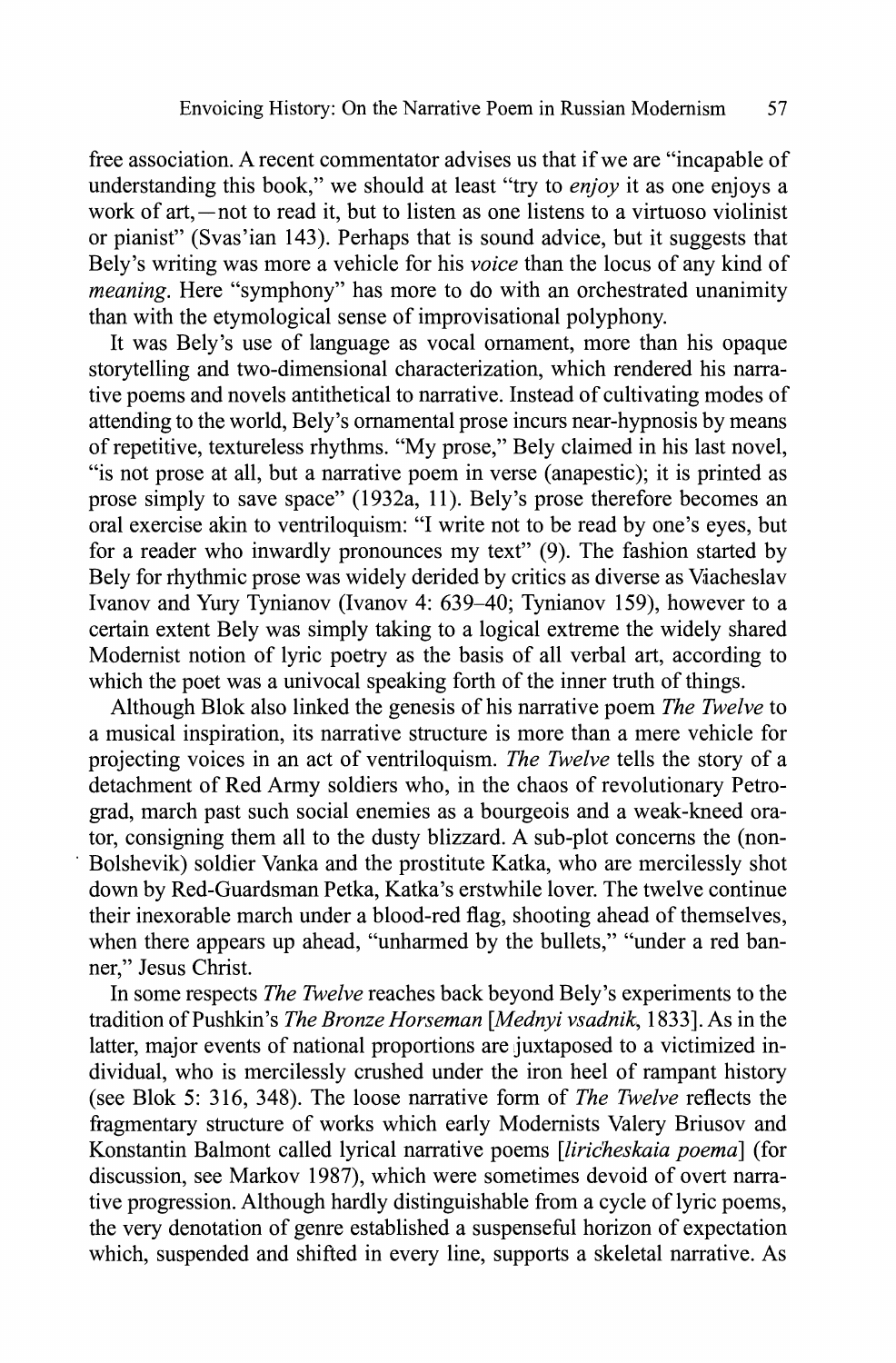free association. A recent commentator advises us that if we are "incapable of understanding this book," we should at least "try to *enjoy* it as one enjoys a work of art,—not to read it, but to listen as one listens to a virtuoso violinist or pianist" (Svas'ian 143). Perhaps that is sound advice, but it suggests that Bely's writing was more a vehicle for his *voice* than the locus of any kind of *meaning*. Here "symphony" has more to do with an orchestrated unanimity than with the etymological sense of improvisational polyphony.

It was Bely's use of language as vocal ornament, more than his opaque storytelling and two-dimensional characterization, which rendered his narrative poems and novels antithetical to narrative. Instead of cultivating modes of attending to the world, Bely's ornamental prose incurs near-hypnosis by means of repetitive, textureless rhythms. "My prose," Bely claimed in his last novel, "is not prose at all, but a narrative poem in verse (anapestic); it is printed as prose simply to save space" (1932a, 11). Bely's prose therefore becomes an oral exercise akin to ventriloquism: "I write not to be read by one's eyes, but for a reader who inwardly pronounces my text" (9). The fashion started by Bely for rhythmic prose was widely derided by critics as diverse as Viacheslav Ivanov and Yury Tynianov (Ivanov 4: 639–40; Tynianov 159), however to a certain extent Bely was simply taking to a logical extreme the widely shared Modernist notion of lyric poetry as the basis of all verbal art, according to which the poet was a univocal speaking forth of the inner truth of things.

Although Blok also linked the genesis of his narrative poem *The Twelve* to a musical inspiration, its narrative structure is more than a mere vehicle for projecting voices in an act of ventriloquism. *The Twelve* tells the story of a detachment of Red Army soldiers who, in the chaos of revolutionary Petrograd, march past such social enemies as a bourgeois and a weak-kneed orator, consigning them all to the dusty blizzard. A sub-plot concerns the (non-Bolshevik) soldier Vanka and the prostitute Katka, who are mercilessly shot down by Red-Guardsman Petka, Katka's erstwhile lover. The twelve continue their inexorable march under a blood-red flag, shooting ahead of themselves, when there appears up ahead, "unharmed by the bullets," "under a red banner," Jesus Christ.

In some respects *The Twelve* reaches back beyond Bely's experiments to the tradition of Pushkin's *The Bronze Horseman* [*Mednyi vsadnik*, 1833]. As in the latter, major events of national proportions are juxtaposed to a victimized individual, who is mercilessly crushed under the iron heel of rampant history (see Blok 5: 316, 348). The loose narrative form of *The Twelve* reflects the fragmentary structure of works which early Modernists Valery Briusov and Konstantin Balmont called lyrical narrative poems [*liricheskaia poema*] (for discussion, see Markov 1987), which were sometimes devoid of overt narrative progression. Although hardly distinguishable from a cycle of lyric poems, the very denotation of genre established a suspenseful horizon of expectation which, suspended and shifted in every line, supports a skeletal narrative. As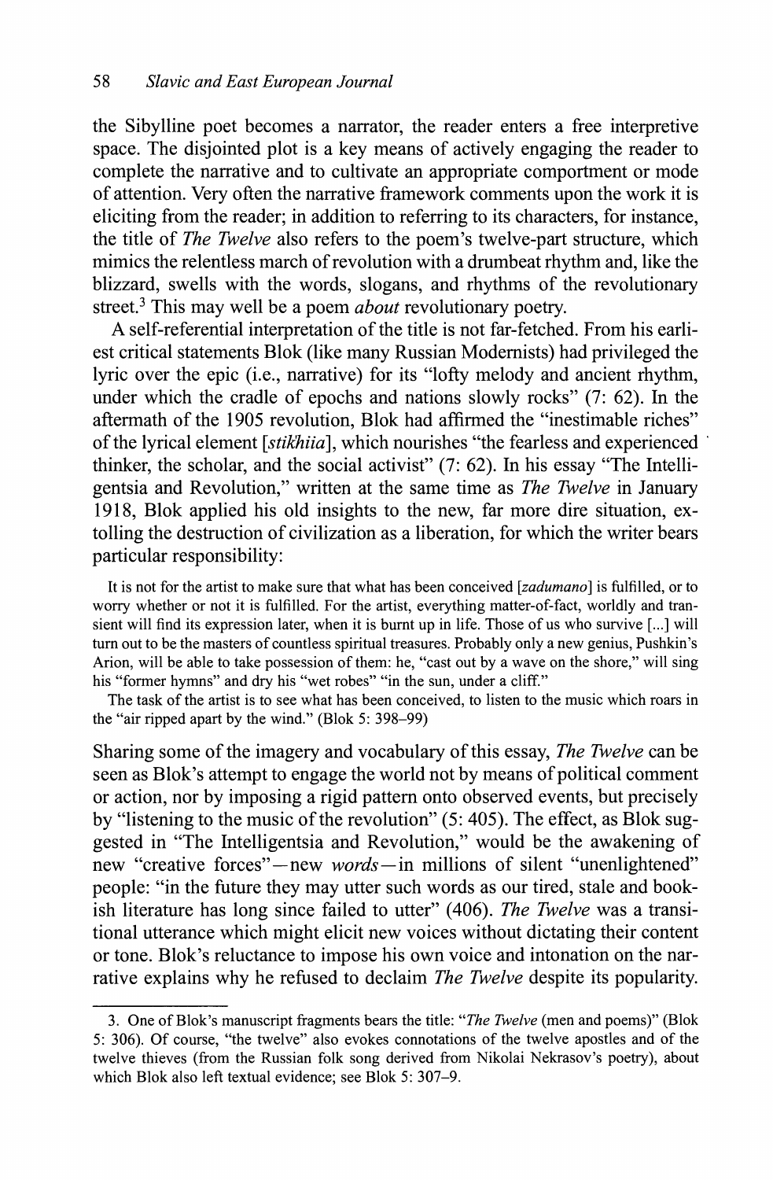the Sibylline poet becomes a narrator, the reader enters a free interpretive space. The disjointed plot is a key means of actively engaging the reader to complete the narrative and to cultivate an appropriate comportment or mode of attention. Very often the narrative framework comments upon the work it is eliciting from the reader; in addition to referring to its characters, for instance, the title of *The Twelve* also refers to the poem's twelve-part structure, which mimics the relentless march of revolution with a drumbeat rhythm and, like the blizzard, swells with the words, slogans, and rhythms of the revolutionary street.[3] This may well be a poem *about* revolutionary poetry.

A self-referential interpretation of the title is not far-fetched. From his earliest critical statements Blok (like many Russian Modernists) had privileged the lyric over the epic (i.e., narrative) for its "lofty melody and ancient rhythm, under which the cradle of epochs and nations slowly rocks" (7: 62). In the aftermath of the 1905 revolution, Blok had affirmed the "inestimable riches" of the lyrical element [*stikhiia*], which nourishes "the fearless and experienced thinker, the scholar, and the social activist" (7: 62). In his essay "The Intelligentsia and Revolution," written at the same time as *The Twelve* in January 1918, Blok applied his old insights to the new, far more dire situation, extolling the destruction of civilization as a liberation, for which the writer bears particular responsibility:

> It is not for the artist to make sure that what has been conceived [*zadumano*] is fulfilled, or to worry whether or not it is fulfilled. For the artist, everything matter-of-fact, worldly and transient will find its expression later, when it is burnt up in life. Those of us who survive [...] will turn out to be the masters of countless spiritual treasures. Probably only a new genius, Pushkin's Arion, will be able to take possession of them: he, "cast out by a wave on the shore," will sing his "former hymns" and dry his "wet robes" "in the sun, under a cliff."
>
> The task of the artist is to see what has been conceived, to listen to the music which roars in the "air ripped apart by the wind." (Blok 5: 398–99)

Sharing some of the imagery and vocabulary of this essay, *The Twelve* can be seen as Blok's attempt to engage the world not by means of political comment or action, nor by imposing a rigid pattern onto observed events, but precisely by "listening to the music of the revolution" (5: 405). The effect, as Blok suggested in "The Intelligentsia and Revolution," would be the awakening of new "creative forces"—new *words*—in millions of silent "unenlightened" people: "in the future they may utter such words as our tired, stale and bookish literature has long since failed to utter" (406). *The Twelve* was a transitional utterance which might elicit new voices without dictating their content or tone. Blok's reluctance to impose his own voice and intonation on the narrative explains why he refused to declaim *The Twelve* despite its popularity.

---

3. One of Blok's manuscript fragments bears the title: "*The Twelve* (men and poems)" (Blok 5: 306). Of course, "the twelve" also evokes connotations of the twelve apostles and of the twelve thieves (from the Russian folk song derived from Nikolai Nekrasov's poetry), about which Blok also left textual evidence; see Blok 5: 307–9.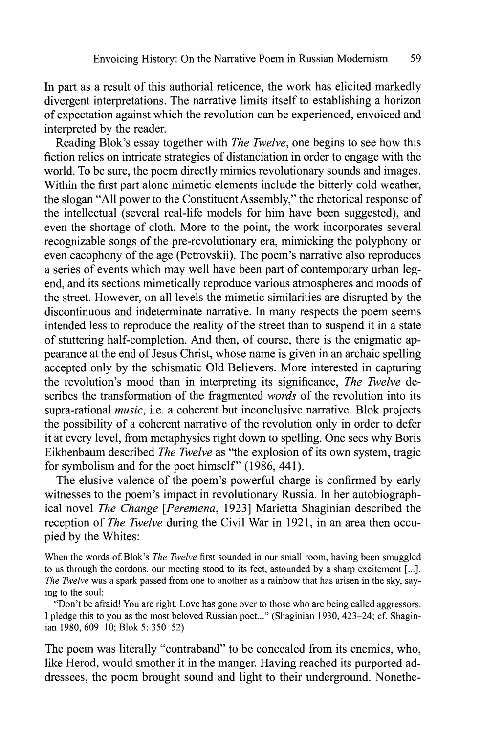In part as a result of this authorial reticence, the work has elicited markedly divergent interpretations. The narrative limits itself to establishing a horizon of expectation against which the revolution can be experienced, envoiced and interpreted by the reader.

Reading Blok's essay together with *The Twelve*, one begins to see how this fiction relies on intricate strategies of distanciation in order to engage with the world. To be sure, the poem directly mimics revolutionary sounds and images. Within the first part alone mimetic elements include the bitterly cold weather, the slogan "All power to the Constituent Assembly," the rhetorical response of the intellectual (several real-life models for him have been suggested), and even the shortage of cloth. More to the point, the work incorporates several recognizable songs of the pre-revolutionary era, mimicking the polyphony or even cacophony of the age (Petrovskii). The poem's narrative also reproduces a series of events which may well have been part of contemporary urban legend, and its sections mimetically reproduce various atmospheres and moods of the street. However, on all levels the mimetic similarities are disrupted by the discontinuous and indeterminate narrative. In many respects the poem seems intended less to reproduce the reality of the street than to suspend it in a state of stuttering half-completion. And then, of course, there is the enigmatic appearance at the end of Jesus Christ, whose name is given in an archaic spelling accepted only by the schismatic Old Believers. More interested in capturing the revolution's mood than in interpreting its significance, *The Twelve* describes the transformation of the fragmented *words* of the revolution into its supra-rational *music*, i.e. a coherent but inconclusive narrative. Blok projects the possibility of a coherent narrative of the revolution only in order to defer it at every level, from metaphysics right down to spelling. One sees why Boris Eikhenbaum described *The Twelve* as "the explosion of its own system, tragic for symbolism and for the poet himself" (1986, 441).

The elusive valence of the poem's powerful charge is confirmed by early witnesses to the poem's impact in revolutionary Russia. In her autobiographical novel *The Change [Peremena*, 1923] Marietta Shaginian described the reception of *The Twelve* during the Civil War in 1921, in an area then occupied by the Whites:

> When the words of Blok's *The Twelve* first sounded in our small room, having been smuggled to us through the cordons, our meeting stood to its feet, astounded by a sharp excitement [...]. *The Twelve* was a spark passed from one to another as a rainbow that has arisen in the sky, saying to the soul:
>
> "Don't be afraid! You are right. Love has gone over to those who are being called aggressors. I pledge this to you as the most beloved Russian poet..." (Shaginian 1930, 423–24; cf. Shaginian 1980, 609–10; Blok 5: 350–52)

The poem was literally "contraband" to be concealed from its enemies, who, like Herod, would smother it in the manger. Having reached its purported addressees, the poem brought sound and light to their underground. Nonethe-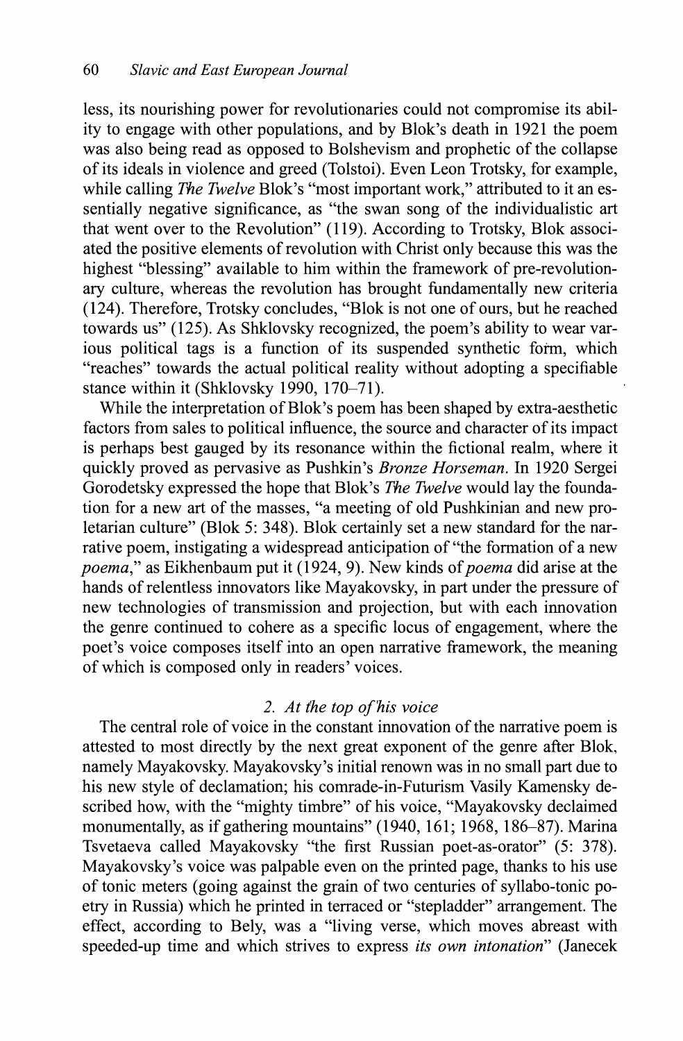less, its nourishing power for revolutionaries could not compromise its ability to engage with other populations, and by Blok's death in 1921 the poem was also being read as opposed to Bolshevism and prophetic of the collapse of its ideals in violence and greed (Tolstoi). Even Leon Trotsky, for example, while calling *The Twelve* Blok's "most important work," attributed to it an essentially negative significance, as "the swan song of the individualistic art that went over to the Revolution" (119). According to Trotsky, Blok associated the positive elements of revolution with Christ only because this was the highest "blessing" available to him within the framework of pre-revolutionary culture, whereas the revolution has brought fundamentally new criteria (124). Therefore, Trotsky concludes, "Blok is not one of ours, but he reached towards us" (125). As Shklovsky recognized, the poem's ability to wear various political tags is a function of its suspended synthetic form, which "reaches" towards the actual political reality without adopting a specifiable stance within it (Shklovsky 1990, 170–71).

While the interpretation of Blok's poem has been shaped by extra-aesthetic factors from sales to political influence, the source and character of its impact is perhaps best gauged by its resonance within the fictional realm, where it quickly proved as pervasive as Pushkin's *Bronze Horseman*. In 1920 Sergei Gorodetsky expressed the hope that Blok's *The Twelve* would lay the foundation for a new art of the masses, "a meeting of old Pushkinian and new proletarian culture" (Blok 5: 348). Blok certainly set a new standard for the narrative poem, instigating a widespread anticipation of "the formation of a new *poema*," as Eikhenbaum put it (1924, 9). New kinds of *poema* did arise at the hands of relentless innovators like Mayakovsky, in part under the pressure of new technologies of transmission and projection, but with each innovation the genre continued to cohere as a specific locus of engagement, where the poet's voice composes itself into an open narrative framework, the meaning of which is composed only in readers' voices.

## 2. *At the top of his voice*

The central role of voice in the constant innovation of the narrative poem is attested to most directly by the next great exponent of the genre after Blok, namely Mayakovsky. Mayakovsky's initial renown was in no small part due to his new style of declamation; his comrade-in-Futurism Vasily Kamensky described how, with the "mighty timbre" of his voice, "Mayakovsky declaimed monumentally, as if gathering mountains" (1940, 161; 1968, 186–87). Marina Tsvetaeva called Mayakovsky "the first Russian poet-as-orator" (5: 378). Mayakovsky's voice was palpable even on the printed page, thanks to his use of tonic meters (going against the grain of two centuries of syllabo-tonic poetry in Russia) which he printed in terraced or "stepladder" arrangement. The effect, according to Bely, was a "living verse, which moves abreast with speeded-up time and which strives to express *its own intonation*" (Janecek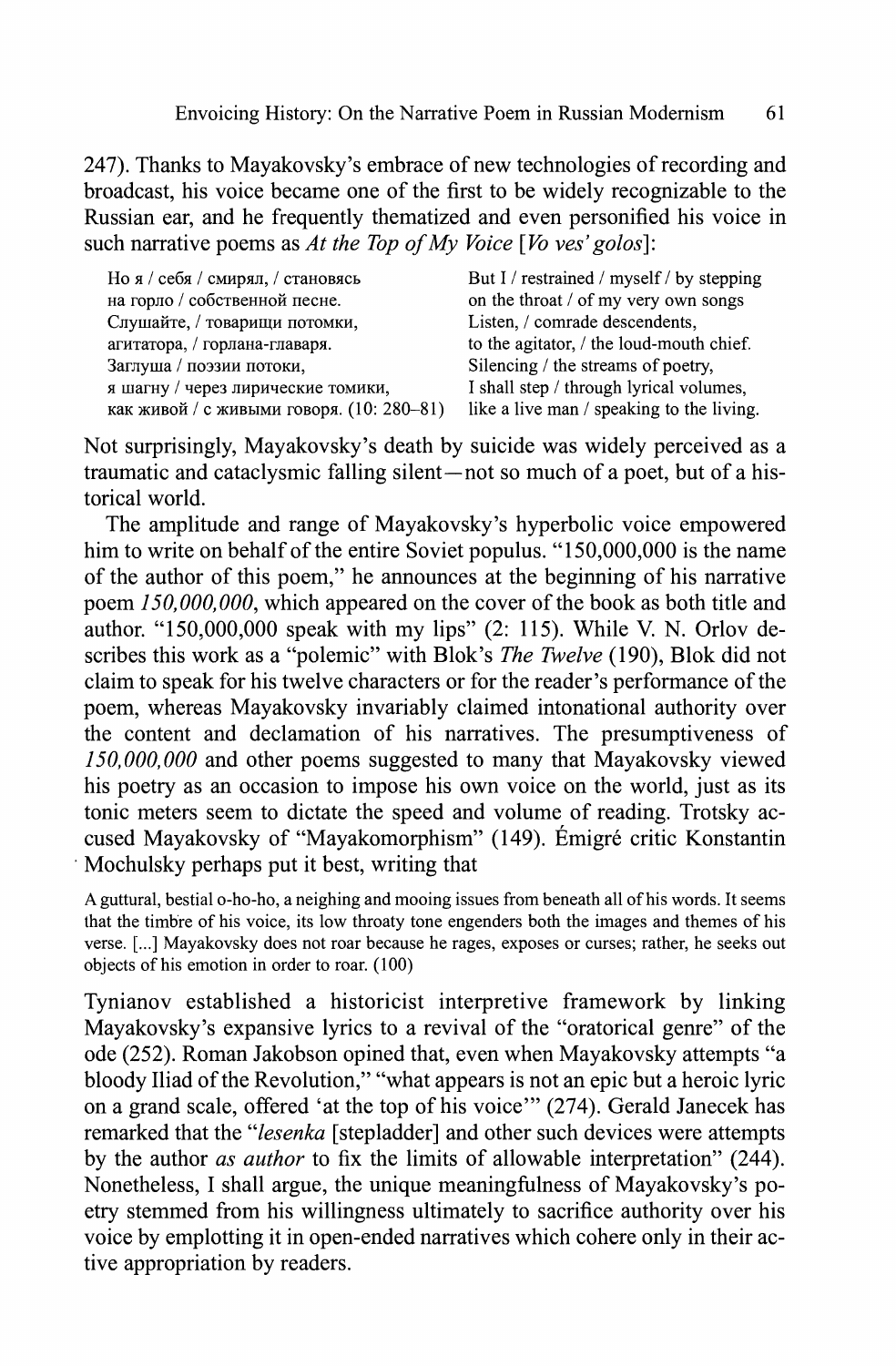247). Thanks to Mayakovsky's embrace of new technologies of recording and broadcast, his voice became one of the first to be widely recognizable to the Russian ear, and he frequently thematized and even personified his voice in such narrative poems as *At the Top of My Voice* [*Vo ves' golos*]:

| | |
|---|---|
| Но я / себя / смирял, / становясь | But I / restrained / myself / by stepping |
| на горло / собственной песне. | on the throat / of my very own songs |
| Слушайте, / товарищи потомки, | Listen, / comrade descendents, |
| агитатора, / горлана-главаря. | to the agitator, / the loud-mouth chief. |
| Заглуша / поэзии потоки, | Silencing / the streams of poetry, |
| я шагну / через лирические томики, | I shall step / through lyrical volumes, |
| как живой / с живыми говоря. (10: 280–81) | like a live man / speaking to the living. |

Not surprisingly, Mayakovsky's death by suicide was widely perceived as a traumatic and cataclysmic falling silent—not so much of a poet, but of a historical world.

The amplitude and range of Mayakovsky's hyperbolic voice empowered him to write on behalf of the entire Soviet populus. "150,000,000 is the name of the author of this poem," he announces at the beginning of his narrative poem *150,000,000*, which appeared on the cover of the book as both title and author. "150,000,000 speak with my lips" (2: 115). While V. N. Orlov describes this work as a "polemic" with Blok's *The Twelve* (190), Blok did not claim to speak for his twelve characters or for the reader's performance of the poem, whereas Mayakovsky invariably claimed intonational authority over the content and declamation of his narratives. The presumptiveness of *150,000,000* and other poems suggested to many that Mayakovsky viewed his poetry as an occasion to impose his own voice on the world, just as its tonic meters seem to dictate the speed and volume of reading. Trotsky accused Mayakovsky of "Mayakomorphism" (149). Émigré critic Konstantin Mochulsky perhaps put it best, writing that

> A guttural, bestial o-ho-ho, a neighing and mooing issues from beneath all of his words. It seems that the timbre of his voice, its low throaty tone engenders both the images and themes of his verse. [...] Mayakovsky does not roar because he rages, exposes or curses; rather, he seeks out objects of his emotion in order to roar. (100)

Tynianov established a historicist interpretive framework by linking Mayakovsky's expansive lyrics to a revival of the "oratorical genre" of the ode (252). Roman Jakobson opined that, even when Mayakovsky attempts "a bloody Iliad of the Revolution," "what appears is not an epic but a heroic lyric on a grand scale, offered 'at the top of his voice'" (274). Gerald Janecek has remarked that the "*lesenka* [stepladder] and other such devices were attempts by the author *as author* to fix the limits of allowable interpretation" (244). Nonetheless, I shall argue, the unique meaningfulness of Mayakovsky's poetry stemmed from his willingness ultimately to sacrifice authority over his voice by emplotting it in open-ended narratives which cohere only in their active appropriation by readers.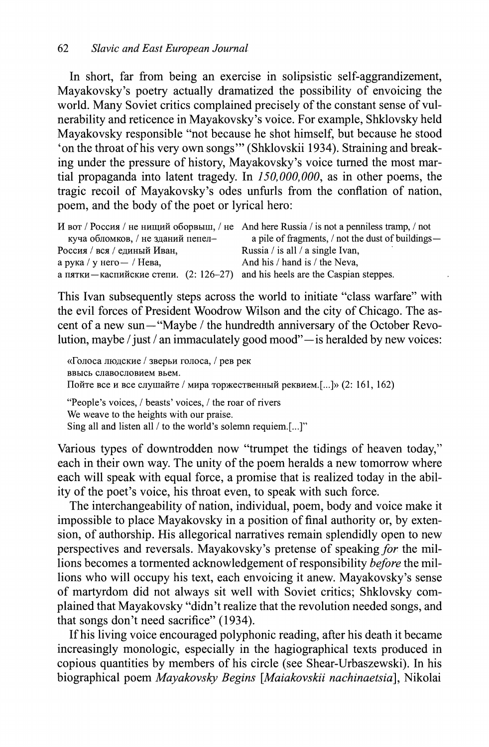In short, far from being an exercise in solipsistic self-aggrandizement, Mayakovsky's poetry actually dramatized the possibility of envoicing the world. Many Soviet critics complained precisely of the constant sense of vulnerability and reticence in Mayakovsky's voice. For example, Shklovsky held Mayakovsky responsible "not because he shot himself, but because he stood 'on the throat of his very own songs'" (Shklovskii 1934). Straining and breaking under the pressure of history, Mayakovsky's voice turned the most martial propaganda into latent tragedy. In *150,000,000*, as in other poems, the tragic recoil of Mayakovsky's odes unfurls from the conflation of nation, poem, and the body of the poet or lyrical hero:

| | |
|---|---|
| И вот / Россия / не нищий оборвыш, / не куча обломков, / не зданий пепел– | And here Russia / is not a penniless tramp, / not a pile of fragments, / not the dust of buildings— |
| Россия / вся / единый Иван, | Russia / is all / a single Ivan, |
| а рука / у него— / Нева, | And his / hand is / the Neva, |
| а пятки—каспийские степи. (2: 126–27) | and his heels are the Caspian steppes. |

This Ivan subsequently steps across the world to initiate "class warfare" with the evil forces of President Woodrow Wilson and the city of Chicago. The ascent of a new sun—"Maybe / the hundredth anniversary of the October Revolution, maybe / just / an immaculately good mood"—is heralded by new voices:

> «Голоса людские / зверьи голоса, / рев рек
> ввысь славословием вьем.
> Пойте все и все слушайте / мира торжественный реквием.[...]» (2: 161, 162)
>
> "People's voices, / beasts' voices, / the roar of rivers
> We weave to the heights with our praise.
> Sing all and listen all / to the world's solemn requiem.[...]"

Various types of downtrodden now "trumpet the tidings of heaven today," each in their own way. The unity of the poem heralds a new tomorrow where each will speak with equal force, a promise that is realized today in the ability of the poet's voice, his throat even, to speak with such force.

The interchangeability of nation, individual, poem, body and voice make it impossible to place Mayakovsky in a position of final authority or, by extension, of authorship. His allegorical narratives remain splendidly open to new perspectives and reversals. Mayakovsky's pretense of speaking *for* the millions becomes a tormented acknowledgement of responsibility *before* the millions who will occupy his text, each envoicing it anew. Mayakovsky's sense of martyrdom did not always sit well with Soviet critics; Shklovsky complained that Mayakovsky "didn't realize that the revolution needed songs, and that songs don't need sacrifice" (1934).

If his living voice encouraged polyphonic reading, after his death it became increasingly monologic, especially in the hagiographical texts produced in copious quantities by members of his circle (see Shear-Urbaszewski). In his biographical poem *Mayakovsky Begins* [*Maiakovskii nachinaetsia*], Nikolai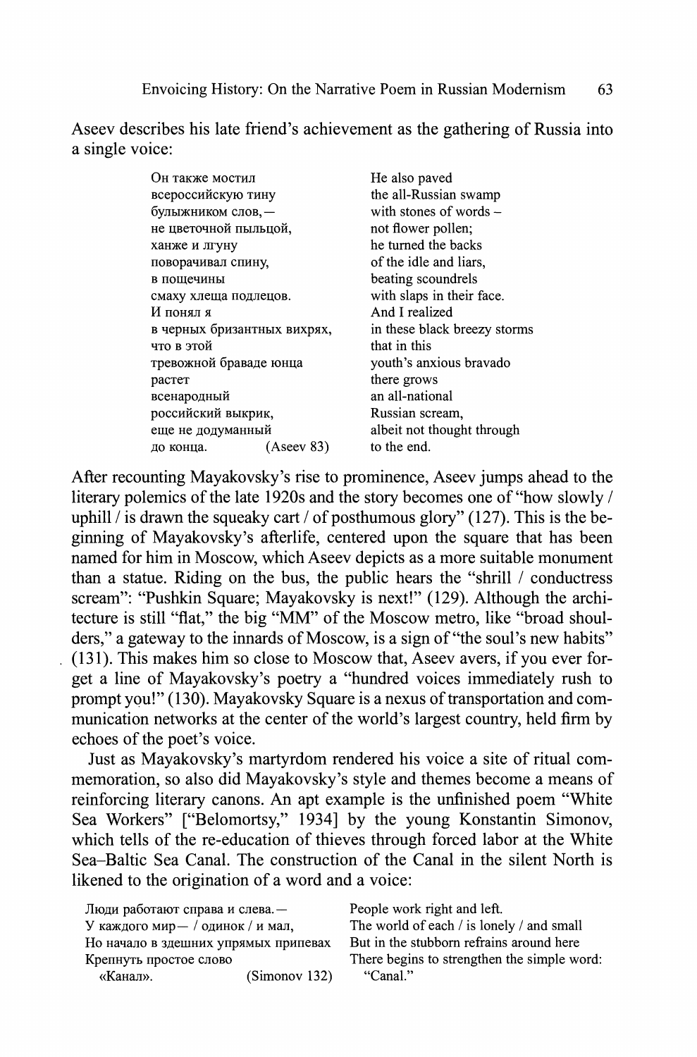Aseev describes his late friend's achievement as the gathering of Russia into a single voice:

| | |
|---|---|
| Он также мостил | He also paved |
| всероссийскую тину | the all-Russian swamp |
| булыжником слов,— | with stones of words – |
| не цветочной пыльцой, | not flower pollen; |
| ханже и лгуну | he turned the backs |
| поворачивал спину, | of the idle and liars, |
| в пощечины | beating scoundrels |
| смаху хлеща подлецов. | with slaps in their face. |
| И понял я | And I realized |
| в черных бризантных вихрях, | in these black breezy storms |
| что в этой | that in this |
| тревожной браваде юнца | youth's anxious bravado |
| растет | there grows |
| всенародный | an all-national |
| российский выкрик, | Russian scream, |
| еще не додуманный | albeit not thought through |
| до конца. (Aseev 83) | to the end. |

After recounting Mayakovsky's rise to prominence, Aseev jumps ahead to the literary polemics of the late 1920s and the story becomes one of "how slowly / uphill / is drawn the squeaky cart / of posthumous glory" (127). This is the beginning of Mayakovsky's afterlife, centered upon the square that has been named for him in Moscow, which Aseev depicts as a more suitable monument than a statue. Riding on the bus, the public hears the "shrill / conductress scream": "Pushkin Square; Mayakovsky is next!" (129). Although the architecture is still "flat," the big "MM" of the Moscow metro, like "broad shoulders," a gateway to the innards of Moscow, is a sign of "the soul's new habits" (131). This makes him so close to Moscow that, Aseev avers, if you ever forget a line of Mayakovsky's poetry a "hundred voices immediately rush to prompt you!" (130). Mayakovsky Square is a nexus of transportation and communication networks at the center of the world's largest country, held firm by echoes of the poet's voice.

Just as Mayakovsky's martyrdom rendered his voice a site of ritual commemoration, so also did Mayakovsky's style and themes become a means of reinforcing literary canons. An apt example is the unfinished poem "White Sea Workers" ["Belomortsy," 1934] by the young Konstantin Simonov, which tells of the re-education of thieves through forced labor at the White Sea–Baltic Sea Canal. The construction of the Canal in the silent North is likened to the origination of a word and a voice:

| | |
|---|---|
| Люди работают справа и слева.— | People work right and left. |
| У каждого мир— / одинок / и мал, | The world of each / is lonely / and small |
| Но начало в здешних упрямых припевах | But in the stubborn refrains around here |
| Крепнуть простое слово | There begins to strengthen the simple word: |
| «Канал». (Simonov 132) | "Canal." |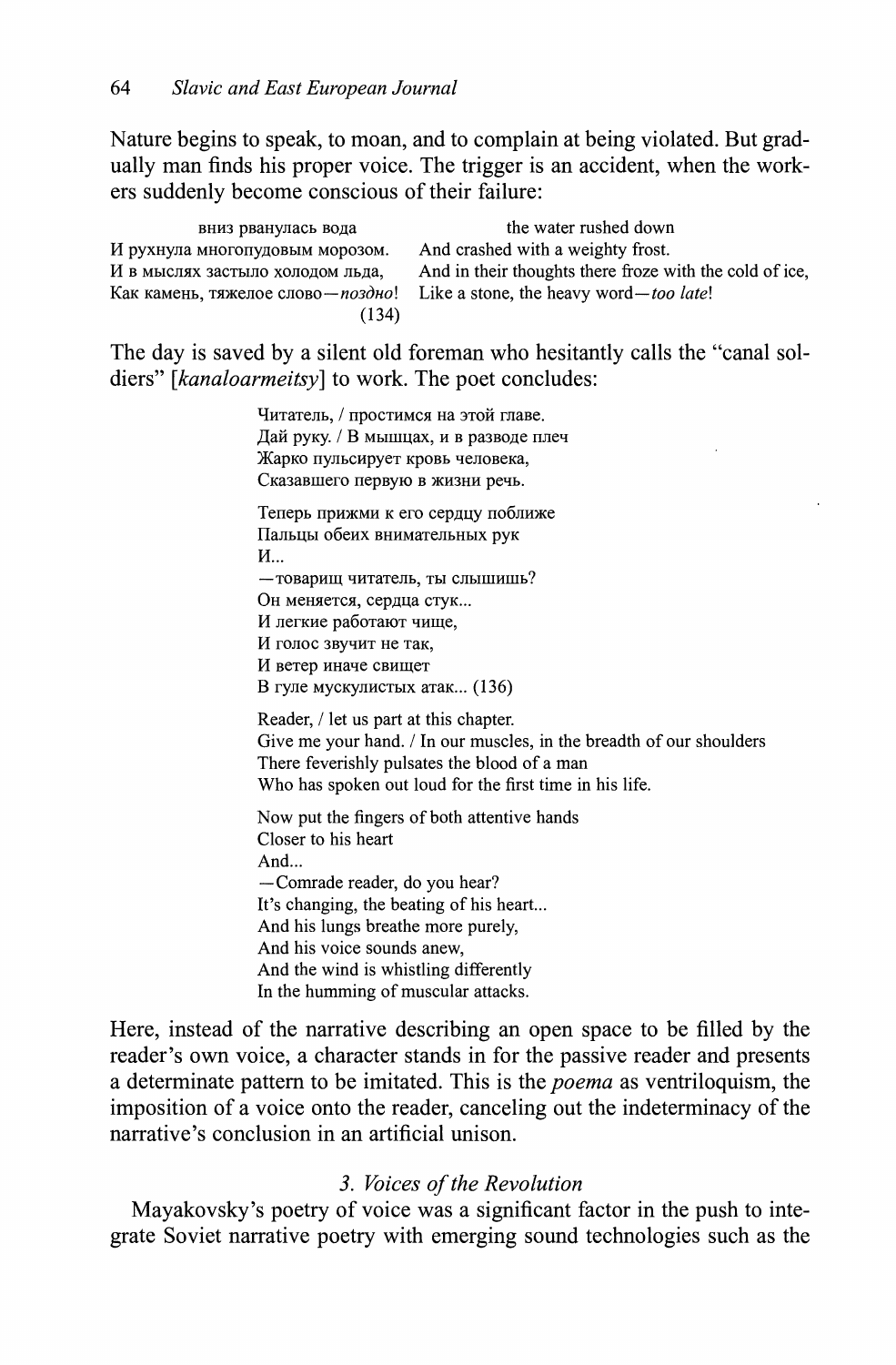Nature begins to speak, to moan, and to complain at being violated. But gradually man finds his proper voice. The trigger is an accident, when the workers suddenly become conscious of their failure:

| | |
|---|---|
| вниз рванулась вода | the water rushed down |
| И рухнула многопудовым морозом. | And crashed with a weighty frost. |
| И в мыслях застыло холодом льда, | And in their thoughts there froze with the cold of ice, |
| Как камень, тяжелое слово—*поздно*! | Like a stone, the heavy word—*too late*! |
| (134) | |

The day is saved by a silent old foreman who hesitantly calls the "canal soldiers" [*kanaloarmeitsy*] to work. The poet concludes:

> Читатель, / простимся на этой главе.
> Дай руку. / В мышцах, и в разводе плеч
> Жарко пульсирует кровь человека,
> Сказавшего первую в жизни речь.
>
> Теперь прижми к его сердцу поближе
> Пальцы обеих внимательных рук
> И...
> —товарищ читатель, ты слышишь?
> Он меняется, сердца стук...
> И легкие работают чище,
> И голос звучит не так,
> И ветер иначе свищет
> В гуле мускулистых атак... (136)
>
> Reader, / let us part at this chapter.
> Give me your hand. / In our muscles, in the breadth of our shoulders
> There feverishly pulsates the blood of a man
> Who has spoken out loud for the first time in his life.
>
> Now put the fingers of both attentive hands
> Closer to his heart
> And...
> —Comrade reader, do you hear?
> It's changing, the beating of his heart...
> And his lungs breathe more purely,
> And his voice sounds anew,
> And the wind is whistling differently
> In the humming of muscular attacks.

Here, instead of the narrative describing an open space to be filled by the reader's own voice, a character stands in for the passive reader and presents a determinate pattern to be imitated. This is the *poema* as ventriloquism, the imposition of a voice onto the reader, canceling out the indeterminacy of the narrative's conclusion in an artificial unison.

### 3. *Voices of the Revolution*

Mayakovsky's poetry of voice was a significant factor in the push to integrate Soviet narrative poetry with emerging sound technologies such as the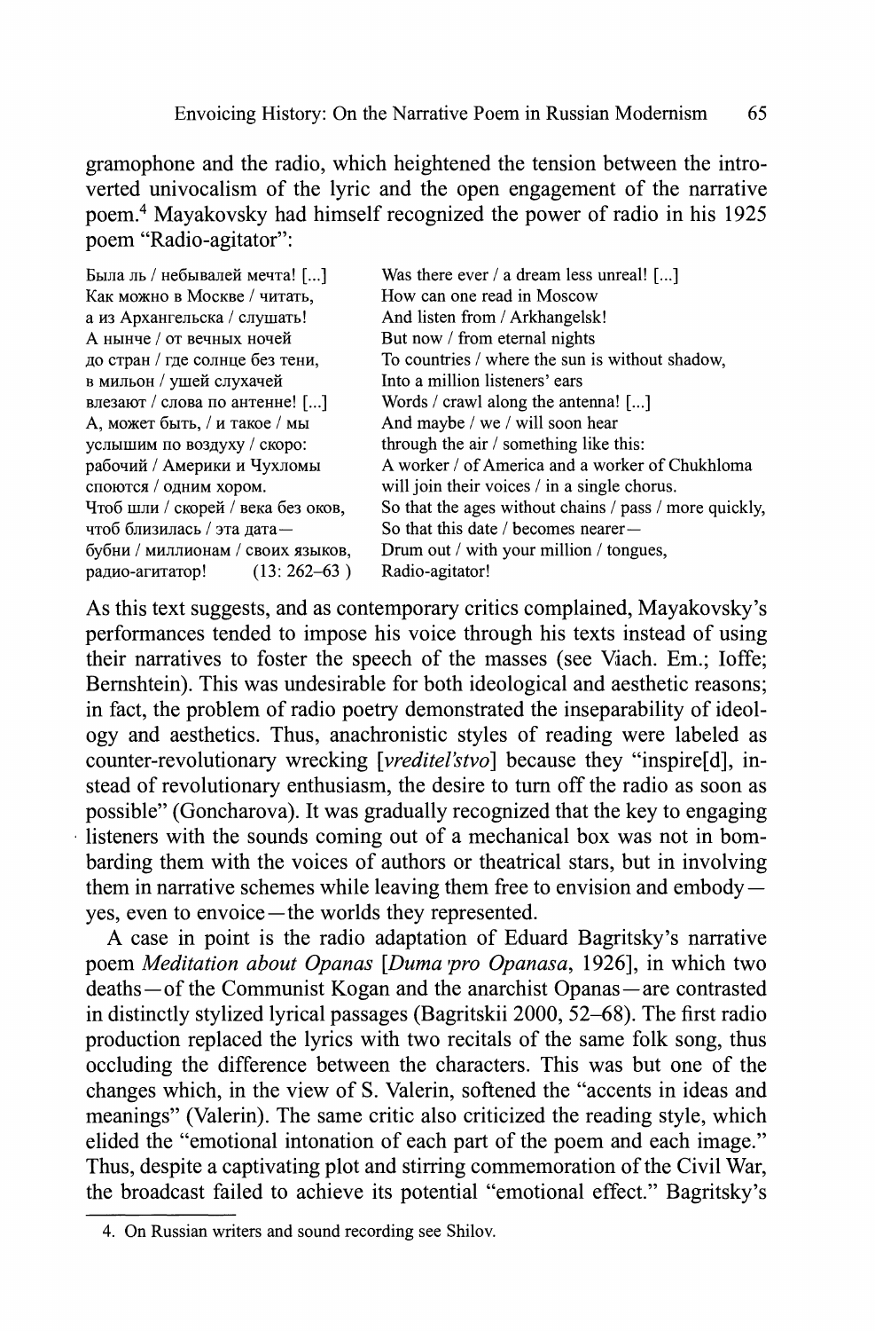gramophone and the radio, which heightened the tension between the introverted univocalism of the lyric and the open engagement of the narrative poem.[4] Mayakovsky had himself recognized the power of radio in his 1925 poem "Radio-agitator":

| | |
|---|---|
| Была ль / небывалей мечта! [...] | Was there ever / a dream less unreal! [...] |
| Как можно в Москве / читать, | How can one read in Moscow |
| а из Архангельска / слушать! | And listen from / Arkhangelsk! |
| А нынче / от вечных ночей | But now / from eternal nights |
| до стран / где солнце без тени, | To countries / where the sun is without shadow, |
| в мильон / ушей слухачей | Into a million listeners' ears |
| влезают / слова по антенне! [...] | Words / crawl along the antenna! [...] |
| А, может быть, / и такое / мы | And maybe / we / will soon hear |
| услышим по воздуху / скоро: | through the air / something like this: |
| рабочий / Америки и Чухломы | A worker / of America and a worker of Chukhloma |
| споются / одним хором. | will join their voices / in a single chorus. |
| Чтоб шли / скорей / века без оков, | So that the ages without chains / pass / more quickly, |
| чтоб близилась / эта дата— | So that this date / becomes nearer— |
| бубни / миллионам / своих языков, | Drum out / with your million / tongues, |
| радио-агитатор! (13: 262–63) | Radio-agitator! |

As this text suggests, and as contemporary critics complained, Mayakovsky's performances tended to impose his voice through his texts instead of using their narratives to foster the speech of the masses (see Viach. Em.; Ioffe; Bernshtein). This was undesirable for both ideological and aesthetic reasons; in fact, the problem of radio poetry demonstrated the inseparability of ideology and aesthetics. Thus, anachronistic styles of reading were labeled as counter-revolutionary wrecking [*vreditel'stvo*] because they "inspire[d], instead of revolutionary enthusiasm, the desire to turn off the radio as soon as possible" (Goncharova). It was gradually recognized that the key to engaging listeners with the sounds coming out of a mechanical box was not in bombarding them with the voices of authors or theatrical stars, but in involving them in narrative schemes while leaving them free to envision and embody—yes, even to envoice—the worlds they represented.

A case in point is the radio adaptation of Eduard Bagritsky's narrative poem *Meditation about Opanas* [*Duma pro Opanasa*, 1926], in which two deaths—of the Communist Kogan and the anarchist Opanas—are contrasted in distinctly stylized lyrical passages (Bagritskii 2000, 52–68). The first radio production replaced the lyrics with two recitals of the same folk song, thus occluding the difference between the characters. This was but one of the changes which, in the view of S. Valerin, softened the "accents in ideas and meanings" (Valerin). The same critic also criticized the reading style, which elided the "emotional intonation of each part of the poem and each image." Thus, despite a captivating plot and stirring commemoration of the Civil War, the broadcast failed to achieve its potential "emotional effect." Bagritsky's

4. On Russian writers and sound recording see Shilov.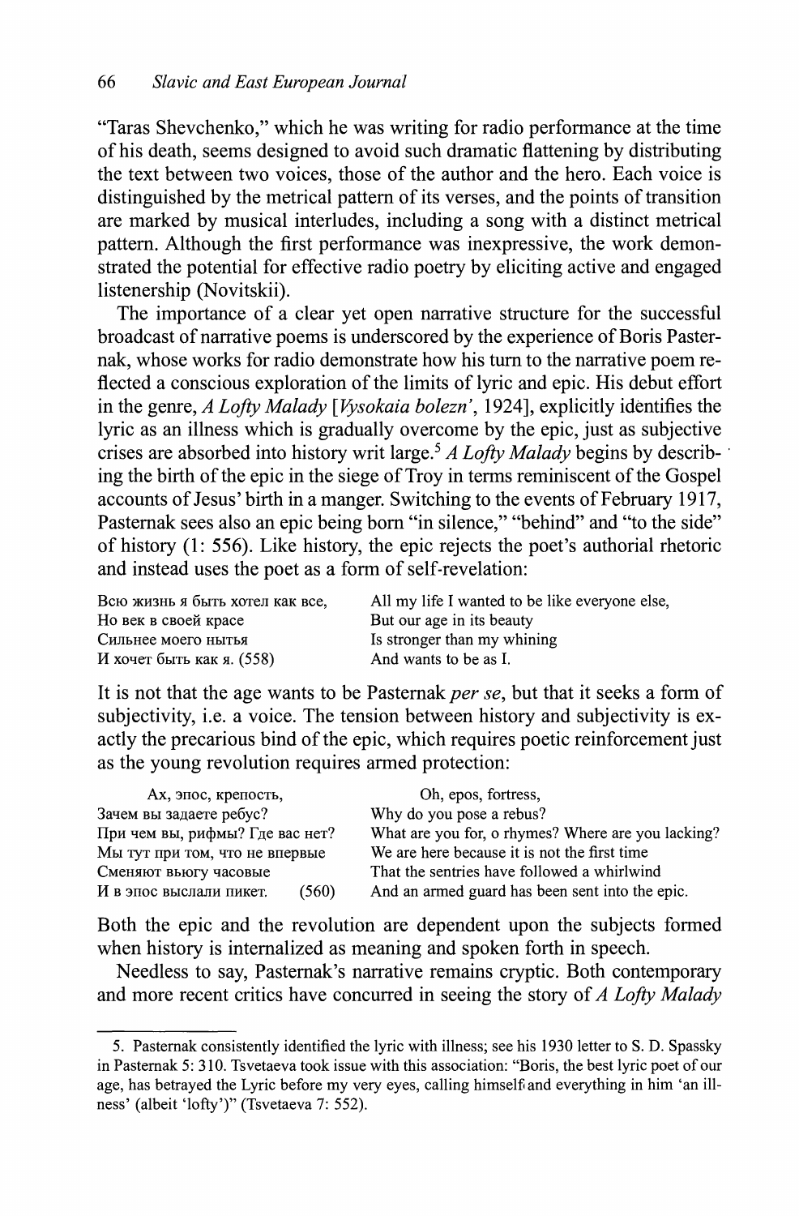"Taras Shevchenko," which he was writing for radio performance at the time of his death, seems designed to avoid such dramatic flattening by distributing the text between two voices, those of the author and the hero. Each voice is distinguished by the metrical pattern of its verses, and the points of transition are marked by musical interludes, including a song with a distinct metrical pattern. Although the first performance was inexpressive, the work demonstrated the potential for effective radio poetry by eliciting active and engaged listenership (Novitskii).

The importance of a clear yet open narrative structure for the successful broadcast of narrative poems is underscored by the experience of Boris Pasternak, whose works for radio demonstrate how his turn to the narrative poem reflected a conscious exploration of the limits of lyric and epic. His debut effort in the genre, *A Lofty Malady* [*Vysokaia bolezn'*, 1924], explicitly identifies the lyric as an illness which is gradually overcome by the epic, just as subjective crises are absorbed into history writ large.[5] *A Lofty Malady* begins by describing the birth of the epic in the siege of Troy in terms reminiscent of the Gospel accounts of Jesus' birth in a manger. Switching to the events of February 1917, Pasternak sees also an epic being born "in silence," "behind" and "to the side" of history (1: 556). Like history, the epic rejects the poet's authorial rhetoric and instead uses the poet as a form of self-revelation:

| | |
|---|---|
| Всю жизнь я быть хотел как все, | All my life I wanted to be like everyone else, |
| Но век в своей красе | But our age in its beauty |
| Сильнее моего нытья | Is stronger than my whining |
| И хочет быть как я. (558) | And wants to be as I. |

It is not that the age wants to be Pasternak *per se*, but that it seeks a form of subjectivity, i.e. a voice. The tension between history and subjectivity is exactly the precarious bind of the epic, which requires poetic reinforcement just as the young revolution requires armed protection:

| | |
|---|---|
| Ах, эпос, крепость, | Oh, epos, fortress, |
| Зачем вы задаете ребус? | Why do you pose a rebus? |
| При чем вы, рифмы? Где вас нет? | What are you for, o rhymes? Where are you lacking? |
| Мы тут при том, что не впервые | We are here because it is not the first time |
| Сменяют вьюгу часовые | That the sentries have followed a whirlwind |
| И в эпос выслали пикет. (560) | And an armed guard has been sent into the epic. |

Both the epic and the revolution are dependent upon the subjects formed when history is internalized as meaning and spoken forth in speech.

Needless to say, Pasternak's narrative remains cryptic. Both contemporary and more recent critics have concurred in seeing the story of *A Lofty Malady*

---

5. Pasternak consistently identified the lyric with illness; see his 1930 letter to S. D. Spassky in Pasternak 5: 310. Tsvetaeva took issue with this association: "Boris, the best lyric poet of our age, has betrayed the Lyric before my very eyes, calling himself and everything in him 'an illness' (albeit 'lofty')" (Tsvetaeva 7: 552).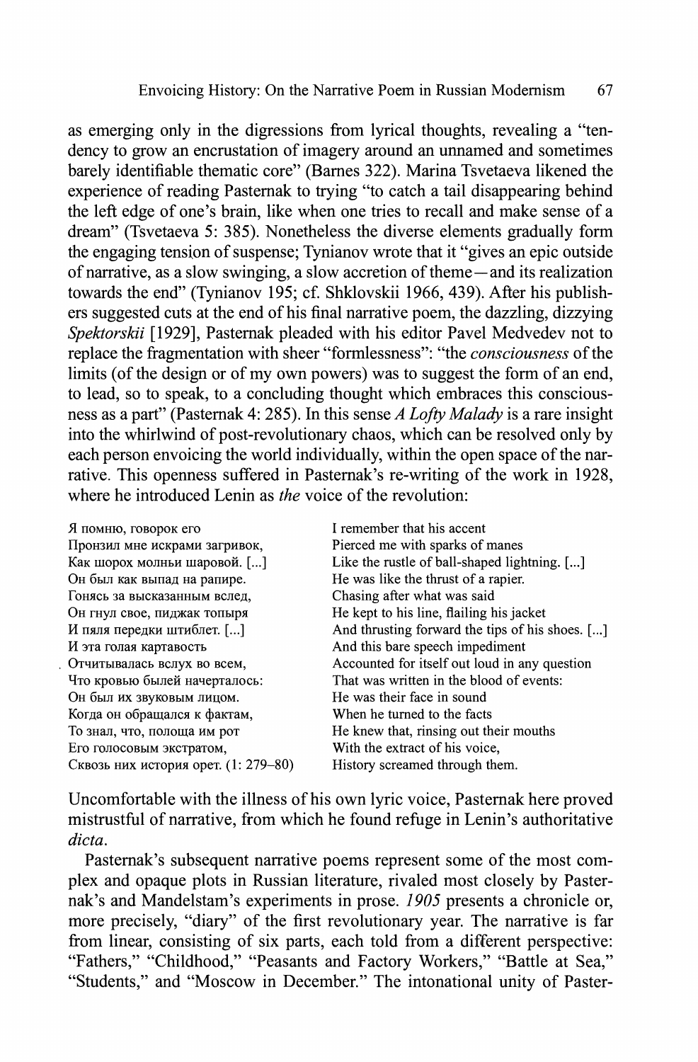as emerging only in the digressions from lyrical thoughts, revealing a "tendency to grow an encrustation of imagery around an unnamed and sometimes barely identifiable thematic core" (Barnes 322). Marina Tsvetaeva likened the experience of reading Pasternak to trying "to catch a tail disappearing behind the left edge of one's brain, like when one tries to recall and make sense of a dream" (Tsvetaeva 5: 385). Nonetheless the diverse elements gradually form the engaging tension of suspense; Tynianov wrote that it "gives an epic outside of narrative, as a slow swinging, a slow accretion of theme—and its realization towards the end" (Tynianov 195; cf. Shklovskii 1966, 439). After his publishers suggested cuts at the end of his final narrative poem, the dazzling, dizzying *Spektorskii* [1929], Pasternak pleaded with his editor Pavel Medvedev not to replace the fragmentation with sheer "formlessness": "the *consciousness* of the limits (of the design or of my own powers) was to suggest the form of an end, to lead, so to speak, to a concluding thought which embraces this consciousness as a part" (Pasternak 4: 285). In this sense *A Lofty Malady* is a rare insight into the whirlwind of post-revolutionary chaos, which can be resolved only by each person envoicing the world individually, within the open space of the narrative. This openness suffered in Pasternak's re-writing of the work in 1928, where he introduced Lenin as *the* voice of the revolution:

| | |
|---|---|
| Я помню, говорок его | I remember that his accent |
| Пронзил мне искрами загривок, | Pierced me with sparks of manes |
| Как шорох молньи шаровой. [...] | Like the rustle of ball-shaped lightning. [...] |
| Он был как выпад на рапире. | He was like the thrust of a rapier. |
| Гонясь за высказанным вслед, | Chasing after what was said |
| Он гнул свое, пиджак топыря | He kept to his line, flailing his jacket |
| И пяля передки штиблет. [...] | And thrusting forward the tips of his shoes. [...] |
| И эта голая картавость | And this bare speech impediment |
| Отчитывалась вслух во всем, | Accounted for itself out loud in any question |
| Что кровью былей начерталось: | That was written in the blood of events: |
| Он был их звуковым лицом. | He was their face in sound |
| Когда он обращался к фактам, | When he turned to the facts |
| То знал, что, полоща им рот | He knew that, rinsing out their mouths |
| Его голосовым экстратом, | With the extract of his voice, |
| Сквозь них история орет. (1: 279–80) | History screamed through them. |

Uncomfortable with the illness of his own lyric voice, Pasternak here proved mistrustful of narrative, from which he found refuge in Lenin's authoritative *dicta*.

Pasternak's subsequent narrative poems represent some of the most complex and opaque plots in Russian literature, rivaled most closely by Pasternak's and Mandelstam's experiments in prose. *1905* presents a chronicle or, more precisely, "diary" of the first revolutionary year. The narrative is far from linear, consisting of six parts, each told from a different perspective: "Fathers," "Childhood," "Peasants and Factory Workers," "Battle at Sea," "Students," and "Moscow in December." The intonational unity of Paster-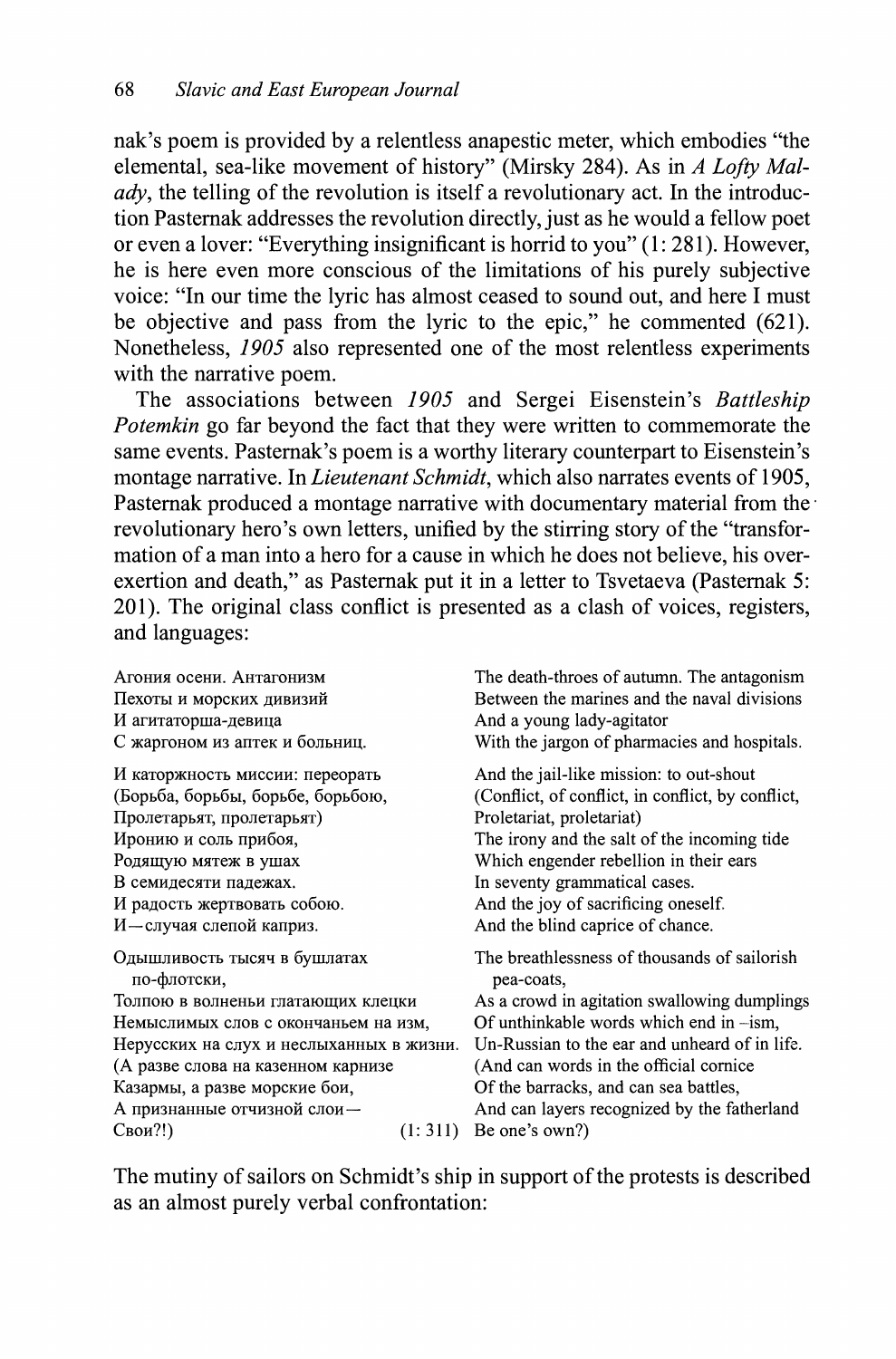nak's poem is provided by a relentless anapestic meter, which embodies "the elemental, sea-like movement of history" (Mirsky 284). As in *A Lofty Malady*, the telling of the revolution is itself a revolutionary act. In the introduction Pasternak addresses the revolution directly, just as he would a fellow poet or even a lover: "Everything insignificant is horrid to you" (1: 281). However, he is here even more conscious of the limitations of his purely subjective voice: "In our time the lyric has almost ceased to sound out, and here I must be objective and pass from the lyric to the epic," he commented (621). Nonetheless, *1905* also represented one of the most relentless experiments with the narrative poem.

The associations between *1905* and Sergei Eisenstein's *Battleship Potemkin* go far beyond the fact that they were written to commemorate the same events. Pasternak's poem is a worthy literary counterpart to Eisenstein's montage narrative. In *Lieutenant Schmidt*, which also narrates events of 1905, Pasternak produced a montage narrative with documentary material from the revolutionary hero's own letters, unified by the stirring story of the "transformation of a man into a hero for a cause in which he does not believe, his overexertion and death," as Pasternak put it in a letter to Tsvetaeva (Pasternak 5: 201). The original class conflict is presented as a clash of voices, registers, and languages:

| | |
|---|---|
| Агония осени. Антагонизм | The death-throes of autumn. The antagonism |
| Пехоты и морских дивизий | Between the marines and the naval divisions |
| И агитаторша-девица | And a young lady-agitator |
| С жаргоном из аптек и больниц. | With the jargon of pharmacies and hospitals. |
| | |
| И каторжность миссии: переорать | And the jail-like mission: to out-shout |
| (Борьба, борьбы, борьбе, борьбою, | (Conflict, of conflict, in conflict, by conflict, |
| Пролетарьят, пролетарьят) | Proletariat, proletariat) |
| Иронию и соль прибоя, | The irony and the salt of the incoming tide |
| Родящую мятеж в ушах | Which engender rebellion in their ears |
| В семидесяти падежах. | In seventy grammatical cases. |
| И радость жертвовать собою. | And the joy of sacrificing oneself. |
| И—случая слепой каприз. | And the blind caprice of chance. |
| | |
| Одышливость тысяч в бушлатах по-флотски, | The breathlessness of thousands of sailorish pea-coats, |
| Толпою в волненьи глатающих клецки | As a crowd in agitation swallowing dumplings |
| Немыслимых слов с окончаньем на изм, | Of unthinkable words which end in –ism, |
| Нерусских на слух и неслыханных в жизни. | Un-Russian to the ear and unheard of in life. |
| (А разве слова на казенном карнизе | (And can words in the official cornice |
| Казармы, а разве морские бои, | Of the barracks, and can sea battles, |
| А признанные отчизной слои— | And can layers recognized by the fatherland |
| Свои?!) (1: 311) | Be one's own?) |

The mutiny of sailors on Schmidt's ship in support of the protests is described as an almost purely verbal confrontation: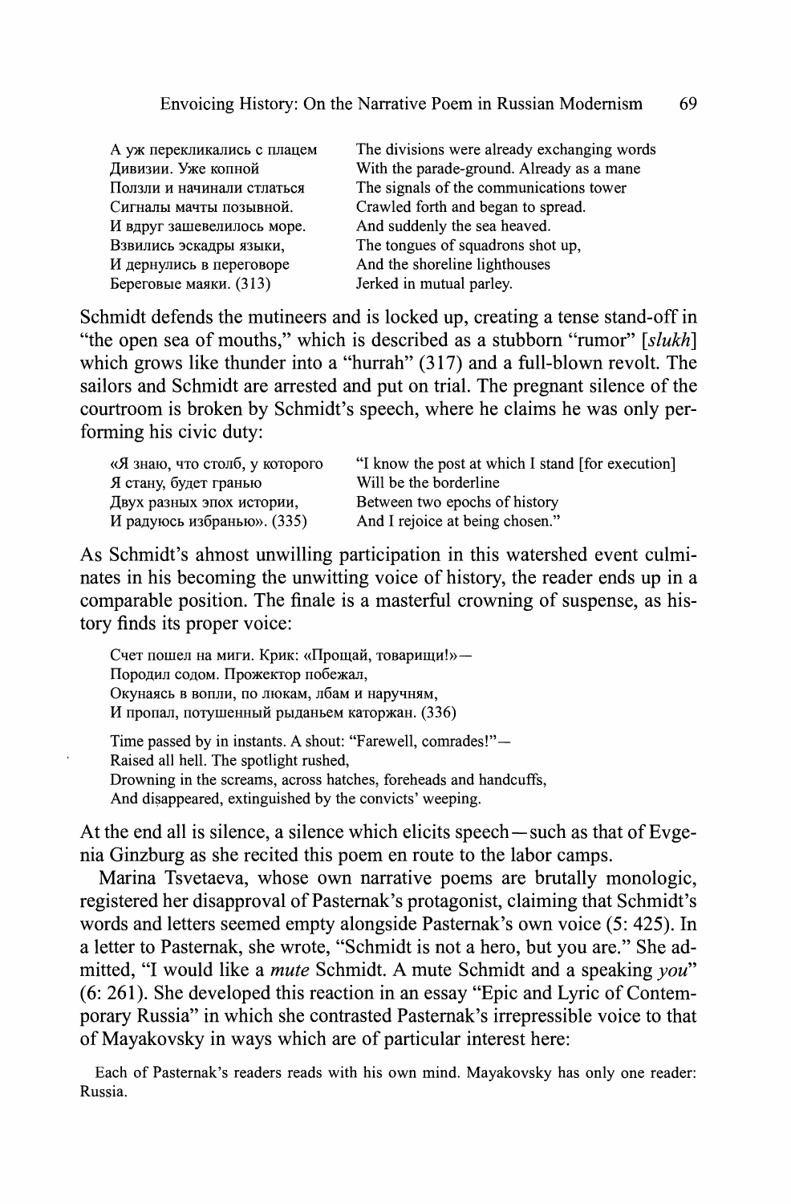| | |
|---|---|
| А уж перекликались с плацем | The divisions were already exchanging words |
| Дивизии. Уже копной | With the parade-ground. Already as a mane |
| Ползли и начинали стлаться | The signals of the communications tower |
| Сигналы мачты позывной. | Crawled forth and began to spread. |
| И вдруг зашевелилось море. | And suddenly the sea heaved. |
| Взвились эскадры языки, | The tongues of squadrons shot up, |
| И дернулись в переговоре | And the shoreline lighthouses |
| Береговые маяки. (313) | Jerked in mutual parley. |

Schmidt defends the mutineers and is locked up, creating a tense stand-off in "the open sea of mouths," which is described as a stubborn "rumor" [*slukh*] which grows like thunder into a "hurrah" (317) and a full-blown revolt. The sailors and Schmidt are arrested and put on trial. The pregnant silence of the courtroom is broken by Schmidt's speech, where he claims he was only performing his civic duty:

| | |
|---|---|
| «Я знаю, что столб, у которого | "I know the post at which I stand [for execution] |
| Я стану, будет гранью | Will be the borderline |
| Двух разных эпох истории, | Between two epochs of history |
| И радуюсь избранью». (335) | And I rejoice at being chosen." |

As Schmidt's ahnost unwilling participation in this watershed event culminates in his becoming the unwitting voice of history, the reader ends up in a comparable position. The finale is a masterful crowning of suspense, as history finds its proper voice:

> Счет пошел на миги. Крик: «Прощай, товарищи!»—
> Породил содом. Прожектор побежал,
> Окунаясь в вопли, по люкам, лбам и наручням,
> И пропал, потушенный рыданьем каторжан. (336)
>
> Time passed by in instants. A shout: "Farewell, comrades!"—
> Raised all hell. The spotlight rushed,
> Drowning in the screams, across hatches, foreheads and handcuffs,
> And disappeared, extinguished by the convicts' weeping.

At the end all is silence, a silence which elicits speech—such as that of Evgenia Ginzburg as she recited this poem en route to the labor camps.

Marina Tsvetaeva, whose own narrative poems are brutally monologic, registered her disapproval of Pasternak's protagonist, claiming that Schmidt's words and letters seemed empty alongside Pasternak's own voice (5: 425). In a letter to Pasternak, she wrote, "Schmidt is not a hero, but you are." She admitted, "I would like a *mute* Schmidt. A mute Schmidt and a speaking *you*" (6: 261). She developed this reaction in an essay "Epic and Lyric of Contemporary Russia" in which she contrasted Pasternak's irrepressible voice to that of Mayakovsky in ways which are of particular interest here:

> Each of Pasternak's readers reads with his own mind. Mayakovsky has only one reader: Russia.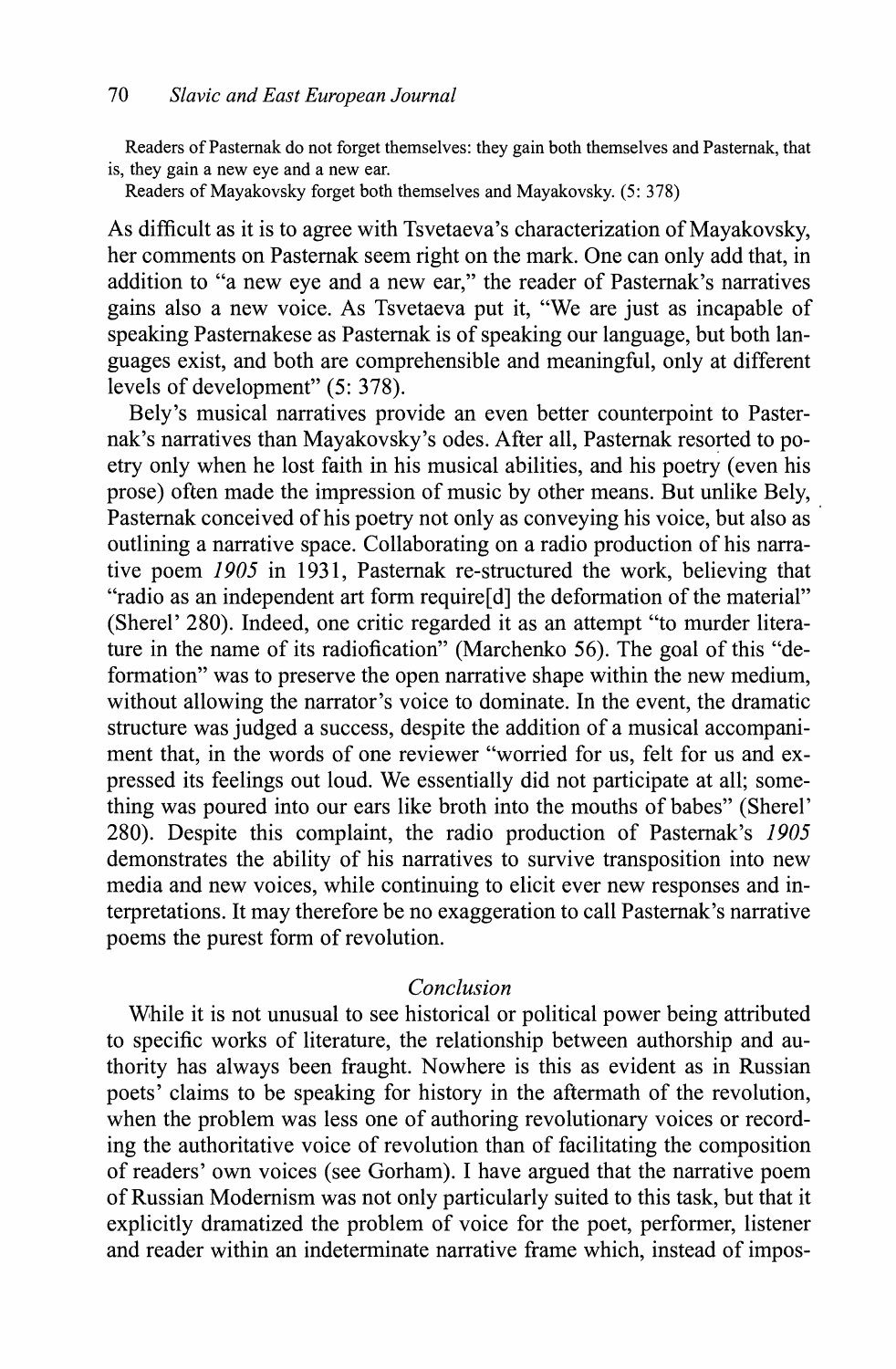Readers of Pasternak do not forget themselves: they gain both themselves and Pasternak, that is, they gain a new eye and a new ear.

Readers of Mayakovsky forget both themselves and Mayakovsky. (5: 378)

As difficult as it is to agree with Tsvetaeva's characterization of Mayakovsky, her comments on Pasternak seem right on the mark. One can only add that, in addition to "a new eye and a new ear," the reader of Pasternak's narratives gains also a new voice. As Tsvetaeva put it, "We are just as incapable of speaking Pasternakese as Pasternak is of speaking our language, but both languages exist, and both are comprehensible and meaningful, only at different levels of development" (5: 378).

Bely's musical narratives provide an even better counterpoint to Pasternak's narratives than Mayakovsky's odes. After all, Pasternak resorted to poetry only when he lost faith in his musical abilities, and his poetry (even his prose) often made the impression of music by other means. But unlike Bely, Pasternak conceived of his poetry not only as conveying his voice, but also as outlining a narrative space. Collaborating on a radio production of his narrative poem *1905* in 1931, Pasternak re-structured the work, believing that "radio as an independent art form require[d] the deformation of the material" (Sherel' 280). Indeed, one critic regarded it as an attempt "to murder literature in the name of its radiofication" (Marchenko 56). The goal of this "deformation" was to preserve the open narrative shape within the new medium, without allowing the narrator's voice to dominate. In the event, the dramatic structure was judged a success, despite the addition of a musical accompaniment that, in the words of one reviewer "worried for us, felt for us and expressed its feelings out loud. We essentially did not participate at all; something was poured into our ears like broth into the mouths of babes" (Sherel' 280). Despite this complaint, the radio production of Pasternak's *1905* demonstrates the ability of his narratives to survive transposition into new media and new voices, while continuing to elicit ever new responses and interpretations. It may therefore be no exaggeration to call Pasternak's narrative poems the purest form of revolution.

## *Conclusion*

While it is not unusual to see historical or political power being attributed to specific works of literature, the relationship between authorship and authority has always been fraught. Nowhere is this as evident as in Russian poets' claims to be speaking for history in the aftermath of the revolution, when the problem was less one of authoring revolutionary voices or recording the authoritative voice of revolution than of facilitating the composition of readers' own voices (see Gorham). I have argued that the narrative poem of Russian Modernism was not only particularly suited to this task, but that it explicitly dramatized the problem of voice for the poet, performer, listener and reader within an indeterminate narrative frame which, instead of impos-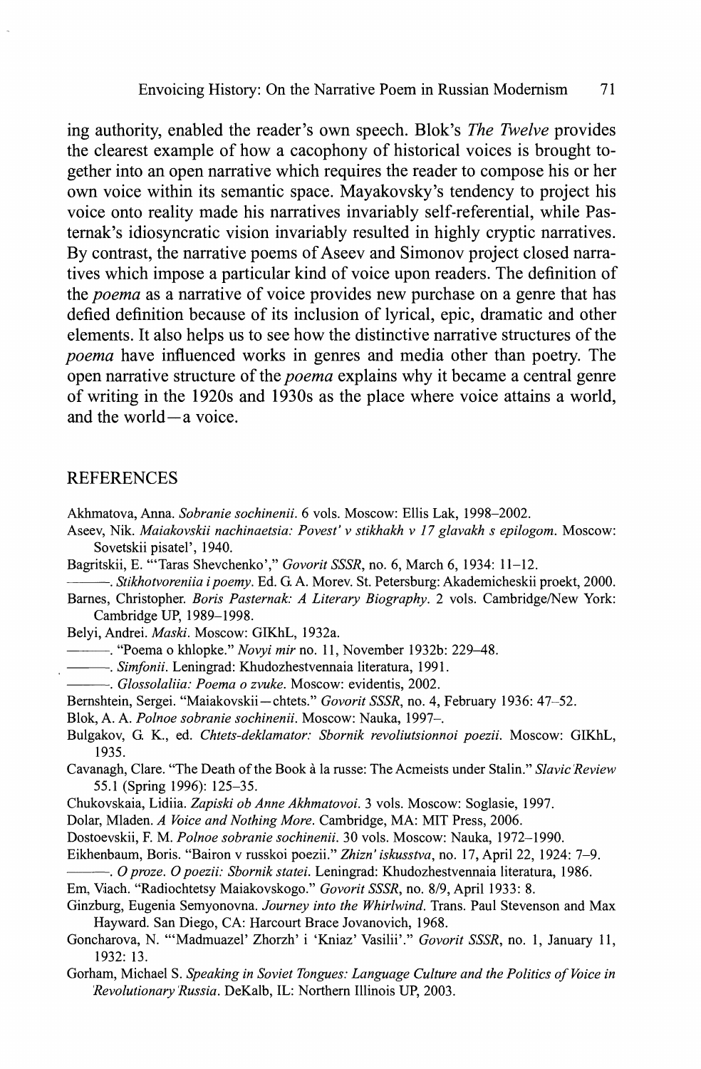ing authority, enabled the reader's own speech. Blok's *The Twelve* provides the clearest example of how a cacophony of historical voices is brought together into an open narrative which requires the reader to compose his or her own voice within its semantic space. Mayakovsky's tendency to project his voice onto reality made his narratives invariably self-referential, while Pasternak's idiosyncratic vision invariably resulted in highly cryptic narratives. By contrast, the narrative poems of Aseev and Simonov project closed narratives which impose a particular kind of voice upon readers. The definition of the *poema* as a narrative of voice provides new purchase on a genre that has defied definition because of its inclusion of lyrical, epic, dramatic and other elements. It also helps us to see how the distinctive narrative structures of the *poema* have influenced works in genres and media other than poetry. The open narrative structure of the *poema* explains why it became a central genre of writing in the 1920s and 1930s as the place where voice attains a world, and the world—a voice.

## REFERENCES

Akhmatova, Anna. *Sobranie sochinenii*. 6 vols. Moscow: Ellis Lak, 1998–2002.

Aseev, Nik. *Maiakovskii nachinaetsia: Povest' v stikhakh v 17 glavakh s epilogom*. Moscow: Sovetskii pisatel', 1940.

Bagritskii, E. "'Taras Shevchenko'," *Govorit SSSR*, no. 6, March 6, 1934: 11–12.

———. *Stikhotvoreniia i poemy*. Ed. G. A. Morev. St. Petersburg: Akademicheskii proekt, 2000.

Barnes, Christopher. *Boris Pasternak: A Literary Biography*. 2 vols. Cambridge/New York: Cambridge UP, 1989–1998.

Belyi, Andrei. *Maski*. Moscow: GIKhL, 1932a.

———. "Poema o khlopke." *Novyi mir* no. 11, November 1932b: 229–48.

———. *Simfonii*. Leningrad: Khudozhestvennaia literatura, 1991.

———. *Glossolaliia: Poema o zvuke*. Moscow: evidentis, 2002.

Bernshtein, Sergei. "Maiakovskii—chtets." *Govorit SSSR*, no. 4, February 1936: 47–52.

Blok, A. A. *Polnoe sobranie sochinenii*. Moscow: Nauka, 1997–.

Bulgakov, G. K., ed. *Chtets-deklamator: Sbornik revoliutsionnoi poezii*. Moscow: GIKhL, 1935.

Cavanagh, Clare. "The Death of the Book à la russe: The Acmeists under Stalin." *Slavic Review* 55.1 (Spring 1996): 125–35.

Chukovskaia, Lidiia. *Zapiski ob Anne Akhmatovoi*. 3 vols. Moscow: Soglasie, 1997.

Dolar, Mladen. *A Voice and Nothing More*. Cambridge, MA: MIT Press, 2006.

Dostoevskii, F. M. *Polnoe sobranie sochinenii*. 30 vols. Moscow: Nauka, 1972–1990.

Eikhenbaum, Boris. "Bairon v russkoi poezii." *Zhizn' iskusstva*, no. 17, April 22, 1924: 7–9.

———. *O proze. O poezii: Sbornik statei*. Leningrad: Khudozhestvennaia literatura, 1986.

Em, Viach. "Radiochtetsy Maiakovskogo." *Govorit SSSR*, no. 8/9, April 1933: 8.

Ginzburg, Eugenia Semyonovna. *Journey into the Whirlwind*. Trans. Paul Stevenson and Max Hayward. San Diego, CA: Harcourt Brace Jovanovich, 1968.

Goncharova, N. "'Madmuazel' Zhorzh' i 'Kniaz' Vasilii'." *Govorit SSSR*, no. 1, January 11, 1932: 13.

Gorham, Michael S. *Speaking in Soviet Tongues: Language Culture and the Politics of Voice in Revolutionary Russia*. DeKalb, IL: Northern Illinois UP, 2003.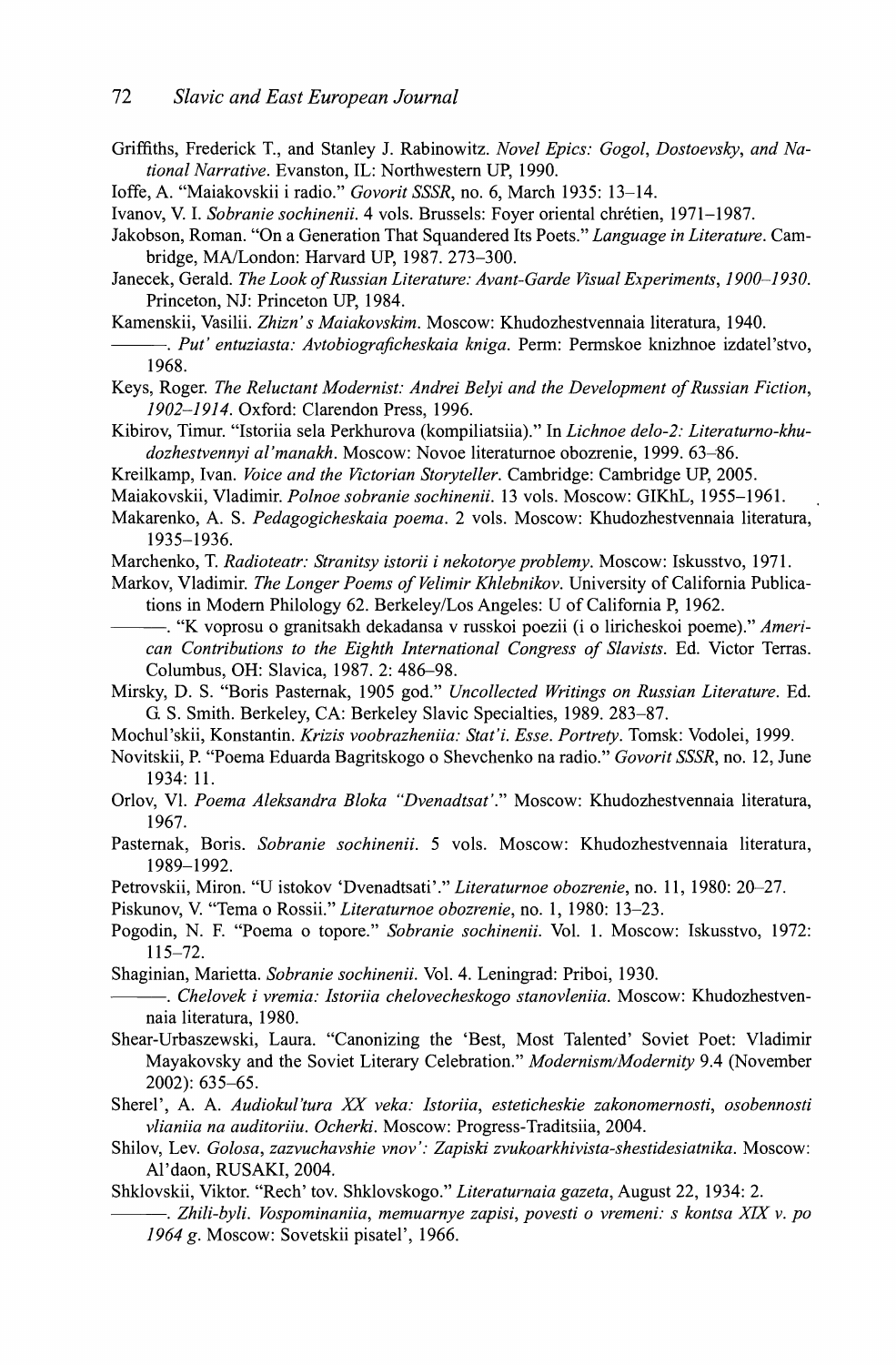Griffiths, Frederick T., and Stanley J. Rabinowitz. *Novel Epics: Gogol, Dostoevsky, and National Narrative*. Evanston, IL: Northwestern UP, 1990.

Ioffe, A. "Maiakovskii i radio." *Govorit SSSR*, no. 6, March 1935: 13–14.

Ivanov, V. I. *Sobranie sochinenii*. 4 vols. Brussels: Foyer oriental chrétien, 1971–1987.

Jakobson, Roman. "On a Generation That Squandered Its Poets." *Language in Literature*. Cambridge, MA/London: Harvard UP, 1987. 273–300.

Janecek, Gerald. *The Look of Russian Literature: Avant-Garde Visual Experiments, 1900–1930*. Princeton, NJ: Princeton UP, 1984.

Kamenskii, Vasilii. *Zhizn' s Maiakovskim*. Moscow: Khudozhestvennaia literatura, 1940.

———. *Put' entuziasta: Avtobiograficheskaia kniga*. Perm: Permskoe knizhnoe izdatel'stvo, 1968.

Keys, Roger. *The Reluctant Modernist: Andrei Belyi and the Development of Russian Fiction, 1902–1914*. Oxford: Clarendon Press, 1996.

Kibirov, Timur. "Istoriia sela Perkhurova (kompiliatsiia)." In *Lichnoe delo-2: Literaturno-khudozhestvennyi al'manakh*. Moscow: Novoe literaturnoe obozrenie, 1999. 63–86.

Kreilkamp, Ivan. *Voice and the Victorian Storyteller*. Cambridge: Cambridge UP, 2005.

Maiakovskii, Vladimir. *Polnoe sobranie sochinenii*. 13 vols. Moscow: GIKhL, 1955–1961.

Makarenko, A. S. *Pedagogicheskaia poema*. 2 vols. Moscow: Khudozhestvennaia literatura, 1935–1936.

Marchenko, T. *Radioteatr: Stranitsy istorii i nekotorye problemy*. Moscow: Iskusstvo, 1971.

Markov, Vladimir. *The Longer Poems of Velimir Khlebnikov*. University of California Publications in Modern Philology 62. Berkeley/Los Angeles: U of California P, 1962.

———. "K voprosu o granitsakh dekadansa v russkoi poezii (i o liricheskoi poeme)." *American Contributions to the Eighth International Congress of Slavists*. Ed. Victor Terras. Columbus, OH: Slavica, 1987. 2: 486–98.

Mirsky, D. S. "Boris Pasternak, 1905 god." *Uncollected Writings on Russian Literature*. Ed. G. S. Smith. Berkeley, CA: Berkeley Slavic Specialties, 1989. 283–87.

Mochul'skii, Konstantin. *Krizis voobrazheniia: Stat'i. Esse. Portrety*. Tomsk: Vodolei, 1999.

Novitskii, P. "Poema Eduarda Bagritskogo o Shevchenko na radio." *Govorit SSSR*, no. 12, June 1934: 11.

Orlov, Vl. *Poema Aleksandra Bloka "Dvenadtsat'."* Moscow: Khudozhestvennaia literatura, 1967.

Pasternak, Boris. *Sobranie sochinenii*. 5 vols. Moscow: Khudozhestvennaia literatura, 1989–1992.

Petrovskii, Miron. "U istokov 'Dvenadtsati'." *Literaturnoe obozrenie*, no. 11, 1980: 20–27.

Piskunov, V. "Tema o Rossii." *Literaturnoe obozrenie*, no. 1, 1980: 13–23.

Pogodin, N. F. "Poema o topore." *Sobranie sochinenii*. Vol. 1. Moscow: Iskusstvo, 1972: 115–72.

Shaginian, Marietta. *Sobranie sochinenii*. Vol. 4. Leningrad: Priboi, 1930.

———. *Chelovek i vremia: Istoriia chelovecheskogo stanovleniia*. Moscow: Khudozhestvennaia literatura, 1980.

Shear-Urbaszewski, Laura. "Canonizing the 'Best, Most Talented' Soviet Poet: Vladimir Mayakovsky and the Soviet Literary Celebration." *Modernism/Modernity* 9.4 (November 2002): 635–65.

Sherel', A. A. *Audiokul'tura XX veka: Istoriia, esteticheskie zakonomernosti, osobennosti vlianiia na auditoriiu. Ocherki*. Moscow: Progress-Traditsiia, 2004.

Shilov, Lev. *Golosa, zazvuchavshie vnov': Zapiski zvukoarkhivista-shestidesiatnika*. Moscow: Al'daon, RUSAKI, 2004.

Shklovskii, Viktor. "Rech' tov. Shklovskogo." *Literaturnaia gazeta*, August 22, 1934: 2.

———. *Zhili-byli. Vospominaniia, memuarnye zapisi, povesti o vremeni: s kontsa XIX v. po 1964 g*. Moscow: Sovetskii pisatel', 1966.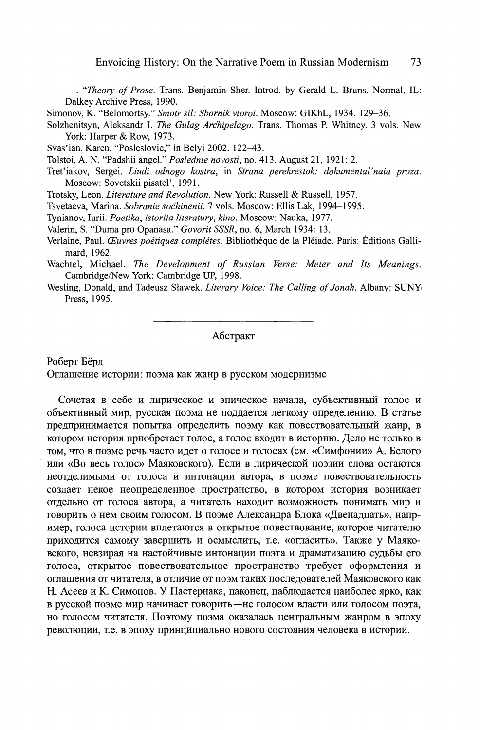———. "*Theory of Prose*. Trans. Benjamin Sher. Introd. by Gerald L. Bruns. Normal, IL: Dalkey Archive Press, 1990.

Simonov, K. "Belomortsy." *Smotr sil: Sbornik vtoroi*. Moscow: GIKhL, 1934. 129–36.

Solzhenitsyn, Aleksandr I. *The Gulag Archipelago*. Trans. Thomas P. Whitney. 3 vols. New York: Harper & Row, 1973.

Svas'ian, Karen. "Posleslovie," in Belyi 2002. 122–43.

Tolstoi, A. N. "Padshii angel." *Poslednie novosti*, no. 413, August 21, 1921: 2.

Tret'iakov, Sergei. *Liudi odnogo kostra*, in *Strana perekrestok: dokumental'naia proza*. Moscow: Sovetskii pisatel', 1991.

Trotsky, Leon. *Literature and Revolution*. New York: Russell & Russell, 1957.

Tsvetaeva, Marina. *Sobranie sochinenii*. 7 vols. Moscow: Ellis Lak, 1994–1995.

Tynianov, Iurii. *Poetika, istoriia literatury, kino*. Moscow: Nauka, 1977.

Valerin, S. "Duma pro Opanasa." *Govorit SSSR*, no. 6, March 1934: 13.

Verlaine, Paul. *Œuvres poétiques complètes*. Bibliothèque de la Pléiade. Paris: Éditions Gallimard, 1962.

Wachtel, Michael. *The Development of Russian Verse: Meter and Its Meanings*. Cambridge/New York: Cambridge UP, 1998.

Wesling, Donald, and Tadeusz Sławek. *Literary Voice: The Calling of Jonah*. Albany: SUNY Press, 1995.

---

## Абстракт

Роберт Бёрд

Оглашение истории: поэма как жанр в русском модернизме

Сочетая в себе и лирическое и эпическое начала, субъективный голос и объективный мир, русская поэма не поддается легкому определению. В статье предпринимается попытка определить поэму как повествовательный жанр, в котором история приобретает голос, а голос входит в историю. Дело не только в том, что в поэме речь часто идет о голосе и голосах (см. «Симфонии» А. Белого или «Во весь голос» Маяковского). Если в лирической поэзии слова остаются неотделимыми от голоса и интонации автора, в поэме повествовательность создает некое неопределенное пространство, в котором история возникает отдельно от голоса автора, а читатель находит возможность понимать мир и говорить о нем своим голосом. В поэме Александра Блока «Двенадцать», например, голоса истории вплетаются в открытое повествование, которое читателю приходится самому завершить и осмыслить, т.е. «огласить». Также у Маяковского, невзирая на настойчивые интонации поэта и драматизацию судьбы его голоса, открытое повествовательное пространство требует оформления и оглашения от читателя, в отличие от поэм таких последователей Маяковского как Н. Асеев и К. Симонов. У Пастернака, наконец, наблюдается наиболее ярко, как в русской поэме мир начинает говорить—не голосом власти или голосом поэта, но голосом читателя. Поэтому поэма оказалась центральным жанром в эпоху революции, т.е. в эпоху принципиально нового состояния человека в истории.